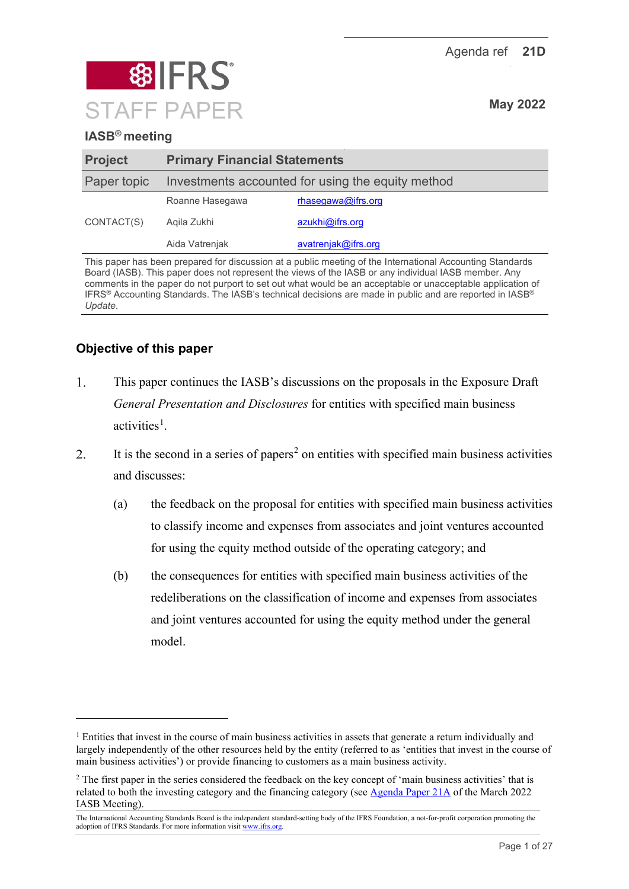Agenda ref **21D**

# IFRS STAFF PAPER

**May 2022**

**IASB® meeting**

| **Project** | **Primary Financial Statements** | |
|---|---|---|
| Paper topic | Investments accounted for using the equity method | |
| CONTACT(S) | Roanne Hasegawa | rhasegawa@ifrs.org |
| | Aqila Zukhi | azukhi@ifrs.org |
| | Aida Vatrenjak | avatrenjak@ifrs.org |

This paper has been prepared for discussion at a public meeting of the International Accounting Standards Board (IASB). This paper does not represent the views of the IASB or any individual IASB member. Any comments in the paper do not purport to set out what would be an acceptable or unacceptable application of IFRS® Accounting Standards. The IASB's technical decisions are made in public and are reported in IASB® *Update*.

## Objective of this paper

1. This paper continues the IASB's discussions on the proposals in the Exposure Draft *General Presentation and Disclosures* for entities with specified main business activities[1].

2. It is the second in a series of papers[2] on entities with specified main business activities and discusses:

   (a) the feedback on the proposal for entities with specified main business activities to classify income and expenses from associates and joint ventures accounted for using the equity method outside of the operating category; and

   (b) the consequences for entities with specified main business activities of the redeliberations on the classification of income and expenses from associates and joint ventures accounted for using the equity method under the general model.

---

[1] Entities that invest in the course of main business activities in assets that generate a return individually and largely independently of the other resources held by the entity (referred to as 'entities that invest in the course of main business activities') or provide financing to customers as a main business activity.

[2] The first paper in the series considered the feedback on the key concept of 'main business activities' that is related to both the investing category and the financing category (see Agenda Paper 21A of the March 2022 IASB Meeting).

The International Accounting Standards Board is the independent standard-setting body of the IFRS Foundation, a not-for-profit corporation promoting the adoption of IFRS Standards. For more information visit www.ifrs.org.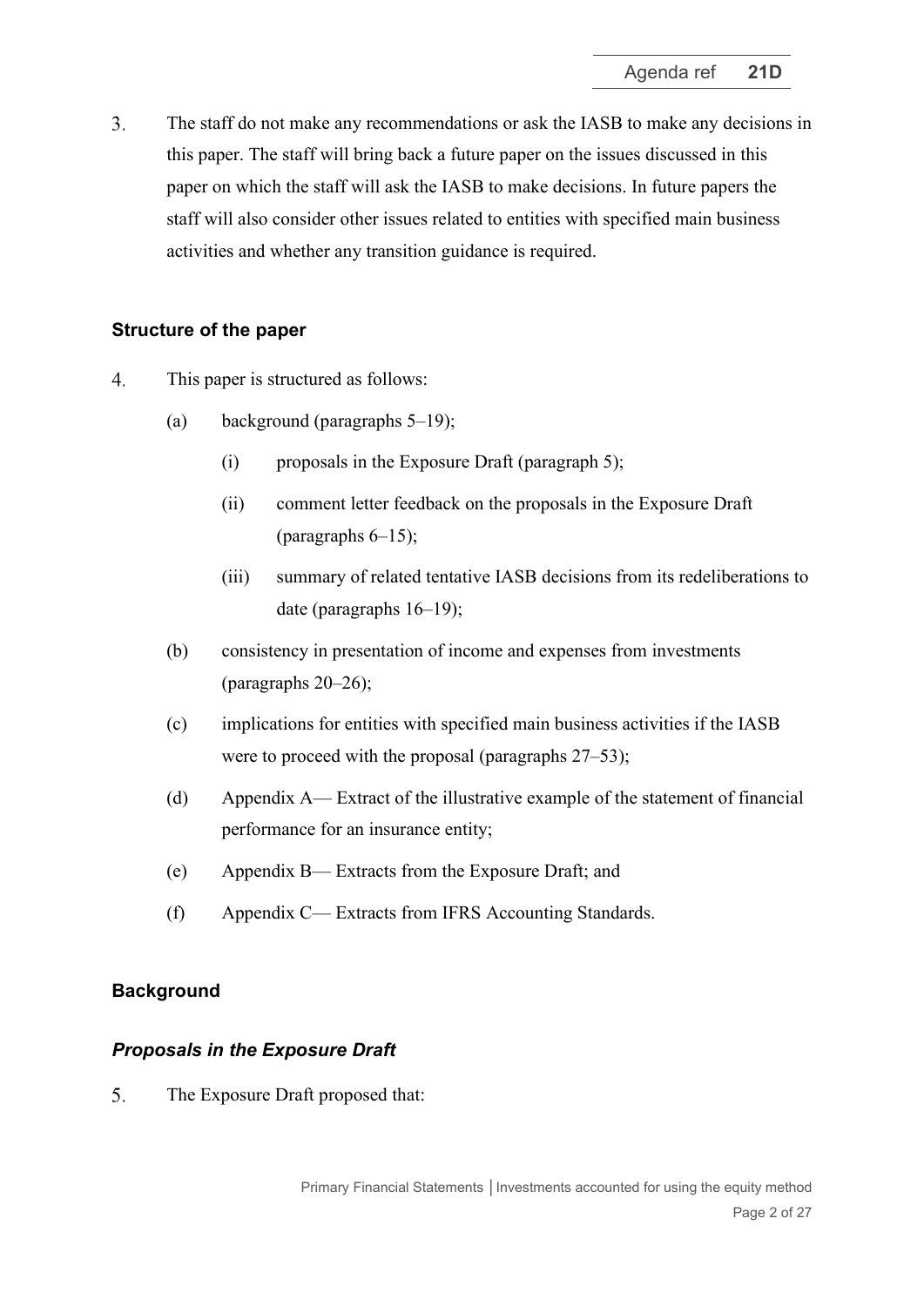3. The staff do not make any recommendations or ask the IASB to make any decisions in this paper. The staff will bring back a future paper on the issues discussed in this paper on which the staff will ask the IASB to make decisions. In future papers the staff will also consider other issues related to entities with specified main business activities and whether any transition guidance is required.

## Structure of the paper

4. This paper is structured as follows:
   - (a) background (paragraphs 5–19);
     - (i) proposals in the Exposure Draft (paragraph 5);
     - (ii) comment letter feedback on the proposals in the Exposure Draft (paragraphs 6–15);
     - (iii) summary of related tentative IASB decisions from its redeliberations to date (paragraphs 16–19);
   - (b) consistency in presentation of income and expenses from investments (paragraphs 20–26);
   - (c) implications for entities with specified main business activities if the IASB were to proceed with the proposal (paragraphs 27–53);
   - (d) Appendix A— Extract of the illustrative example of the statement of financial performance for an insurance entity;
   - (e) Appendix B— Extracts from the Exposure Draft; and
   - (f) Appendix C— Extracts from IFRS Accounting Standards.

## Background

### *Proposals in the Exposure Draft*

5. The Exposure Draft proposed that: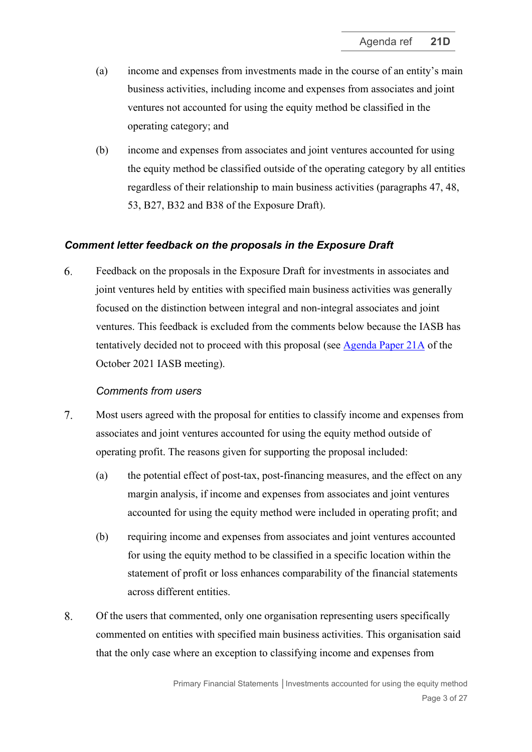(a) income and expenses from investments made in the course of an entity's main business activities, including income and expenses from associates and joint ventures not accounted for using the equity method be classified in the operating category; and

(b) income and expenses from associates and joint ventures accounted for using the equity method be classified outside of the operating category by all entities regardless of their relationship to main business activities (paragraphs 47, 48, 53, B27, B32 and B38 of the Exposure Draft).

### *Comment letter feedback on the proposals in the Exposure Draft*

6. Feedback on the proposals in the Exposure Draft for investments in associates and joint ventures held by entities with specified main business activities was generally focused on the distinction between integral and non-integral associates and joint ventures. This feedback is excluded from the comments below because the IASB has tentatively decided not to proceed with this proposal (see [Agenda Paper 21A]() of the October 2021 IASB meeting).

#### *Comments from users*

7. Most users agreed with the proposal for entities to classify income and expenses from associates and joint ventures accounted for using the equity method outside of operating profit. The reasons given for supporting the proposal included:

   (a) the potential effect of post-tax, post-financing measures, and the effect on any margin analysis, if income and expenses from associates and joint ventures accounted for using the equity method were included in operating profit; and

   (b) requiring income and expenses from associates and joint ventures accounted for using the equity method to be classified in a specific location within the statement of profit or loss enhances comparability of the financial statements across different entities.

8. Of the users that commented, only one organisation representing users specifically commented on entities with specified main business activities. This organisation said that the only case where an exception to classifying income and expenses from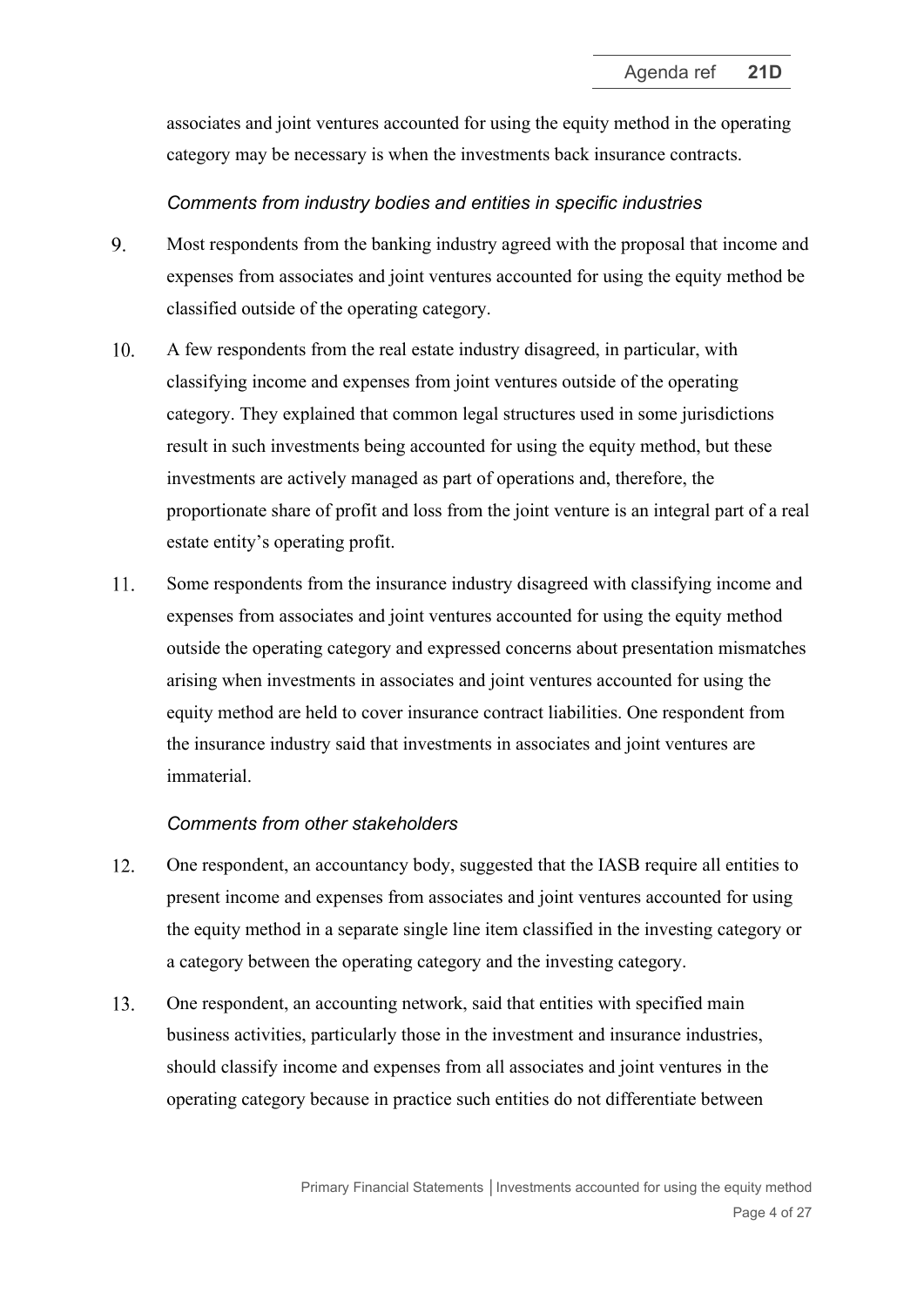associates and joint ventures accounted for using the equity method in the operating category may be necessary is when the investments back insurance contracts.

*Comments from industry bodies and entities in specific industries*

9. Most respondents from the banking industry agreed with the proposal that income and expenses from associates and joint ventures accounted for using the equity method be classified outside of the operating category.

10. A few respondents from the real estate industry disagreed, in particular, with classifying income and expenses from joint ventures outside of the operating category. They explained that common legal structures used in some jurisdictions result in such investments being accounted for using the equity method, but these investments are actively managed as part of operations and, therefore, the proportionate share of profit and loss from the joint venture is an integral part of a real estate entity's operating profit.

11. Some respondents from the insurance industry disagreed with classifying income and expenses from associates and joint ventures accounted for using the equity method outside the operating category and expressed concerns about presentation mismatches arising when investments in associates and joint ventures accounted for using the equity method are held to cover insurance contract liabilities. One respondent from the insurance industry said that investments in associates and joint ventures are immaterial.

*Comments from other stakeholders*

12. One respondent, an accountancy body, suggested that the IASB require all entities to present income and expenses from associates and joint ventures accounted for using the equity method in a separate single line item classified in the investing category or a category between the operating category and the investing category.

13. One respondent, an accounting network, said that entities with specified main business activities, particularly those in the investment and insurance industries, should classify income and expenses from all associates and joint ventures in the operating category because in practice such entities do not differentiate between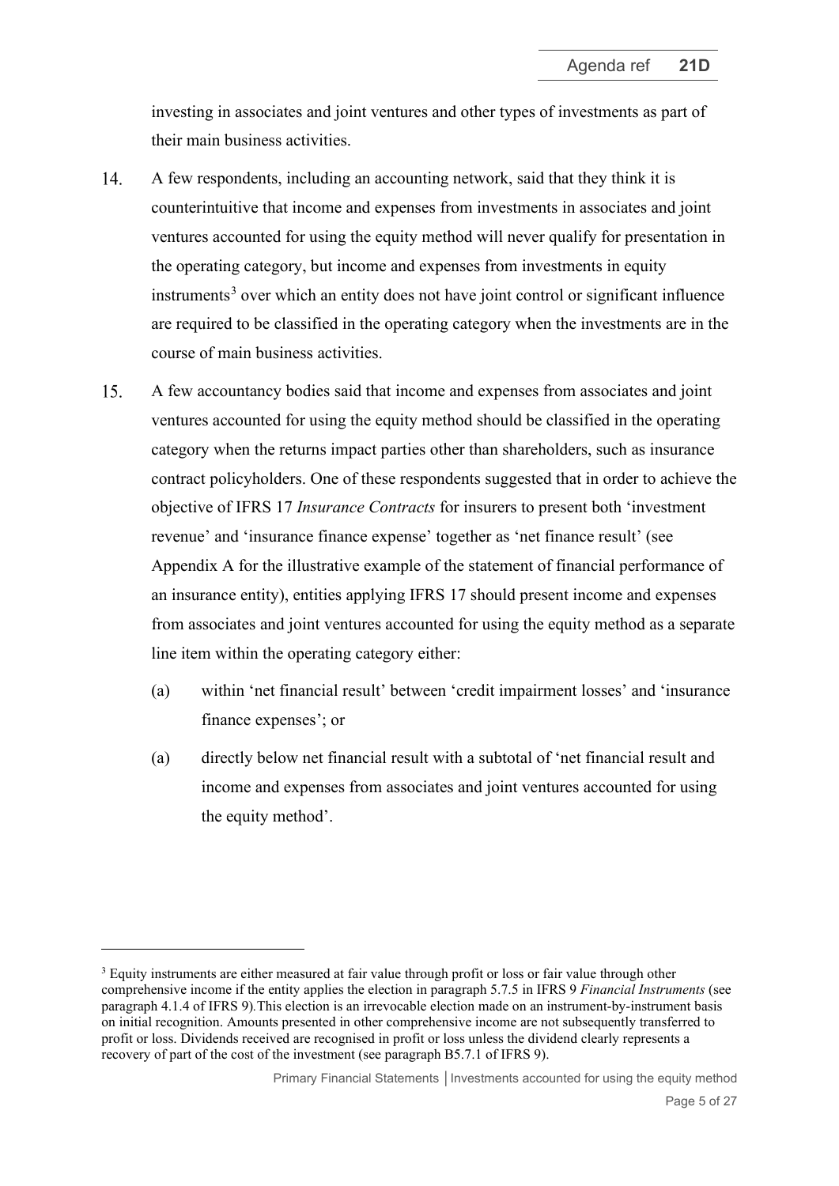investing in associates and joint ventures and other types of investments as part of their main business activities.

14. A few respondents, including an accounting network, said that they think it is counterintuitive that income and expenses from investments in associates and joint ventures accounted for using the equity method will never qualify for presentation in the operating category, but income and expenses from investments in equity instruments[3] over which an entity does not have joint control or significant influence are required to be classified in the operating category when the investments are in the course of main business activities.

15. A few accountancy bodies said that income and expenses from associates and joint ventures accounted for using the equity method should be classified in the operating category when the returns impact parties other than shareholders, such as insurance contract policyholders. One of these respondents suggested that in order to achieve the objective of IFRS 17 *Insurance Contracts* for insurers to present both 'investment revenue' and 'insurance finance expense' together as 'net finance result' (see Appendix A for the illustrative example of the statement of financial performance of an insurance entity), entities applying IFRS 17 should present income and expenses from associates and joint ventures accounted for using the equity method as a separate line item within the operating category either:

    (a) within 'net financial result' between 'credit impairment losses' and 'insurance finance expenses'; or

    (a) directly below net financial result with a subtotal of 'net financial result and income and expenses from associates and joint ventures accounted for using the equity method'.

[3] Equity instruments are either measured at fair value through profit or loss or fair value through other comprehensive income if the entity applies the election in paragraph 5.7.5 in IFRS 9 *Financial Instruments* (see paragraph 4.1.4 of IFRS 9).This election is an irrevocable election made on an instrument-by-instrument basis on initial recognition. Amounts presented in other comprehensive income are not subsequently transferred to profit or loss. Dividends received are recognised in profit or loss unless the dividend clearly represents a recovery of part of the cost of the investment (see paragraph B5.7.1 of IFRS 9).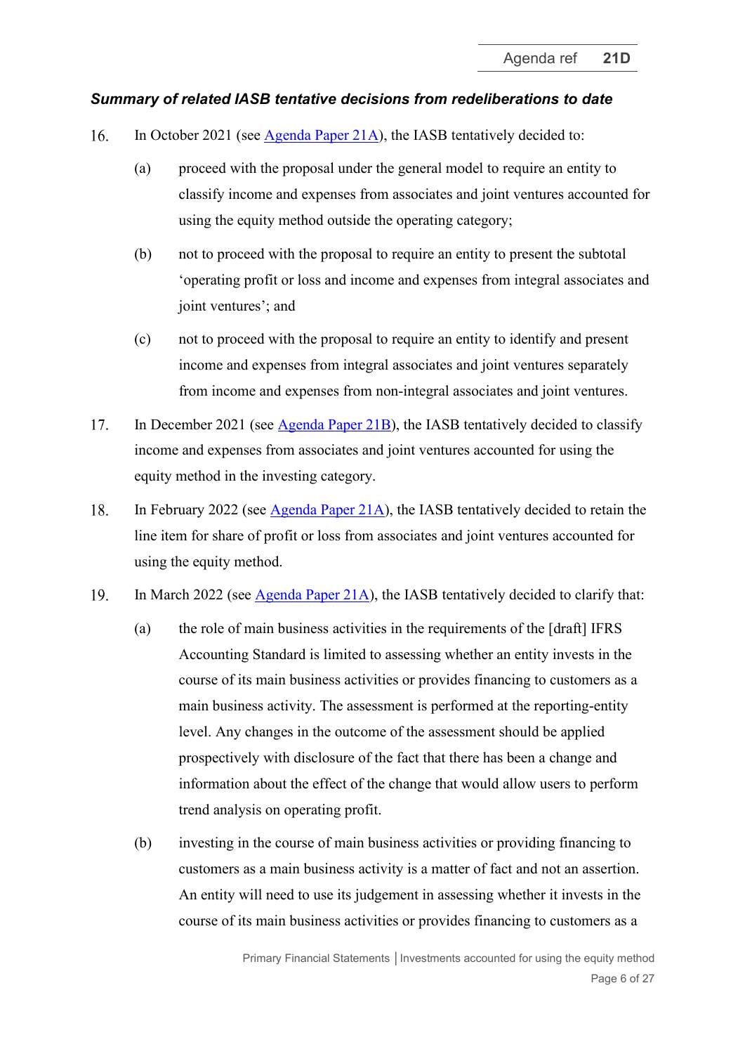### *Summary of related IASB tentative decisions from redeliberations to date*

16. In October 2021 (see [Agenda Paper 21A]), the IASB tentatively decided to:

    (a) proceed with the proposal under the general model to require an entity to classify income and expenses from associates and joint ventures accounted for using the equity method outside the operating category;

    (b) not to proceed with the proposal to require an entity to present the subtotal 'operating profit or loss and income and expenses from integral associates and joint ventures'; and

    (c) not to proceed with the proposal to require an entity to identify and present income and expenses from integral associates and joint ventures separately from income and expenses from non-integral associates and joint ventures.

17. In December 2021 (see [Agenda Paper 21B]), the IASB tentatively decided to classify income and expenses from associates and joint ventures accounted for using the equity method in the investing category.

18. In February 2022 (see [Agenda Paper 21A]), the IASB tentatively decided to retain the line item for share of profit or loss from associates and joint ventures accounted for using the equity method.

19. In March 2022 (see [Agenda Paper 21A]), the IASB tentatively decided to clarify that:

    (a) the role of main business activities in the requirements of the [draft] IFRS Accounting Standard is limited to assessing whether an entity invests in the course of its main business activities or provides financing to customers as a main business activity. The assessment is performed at the reporting-entity level. Any changes in the outcome of the assessment should be applied prospectively with disclosure of the fact that there has been a change and information about the effect of the change that would allow users to perform trend analysis on operating profit.

    (b) investing in the course of main business activities or providing financing to customers as a main business activity is a matter of fact and not an assertion. An entity will need to use its judgement in assessing whether it invests in the course of its main business activities or provides financing to customers as a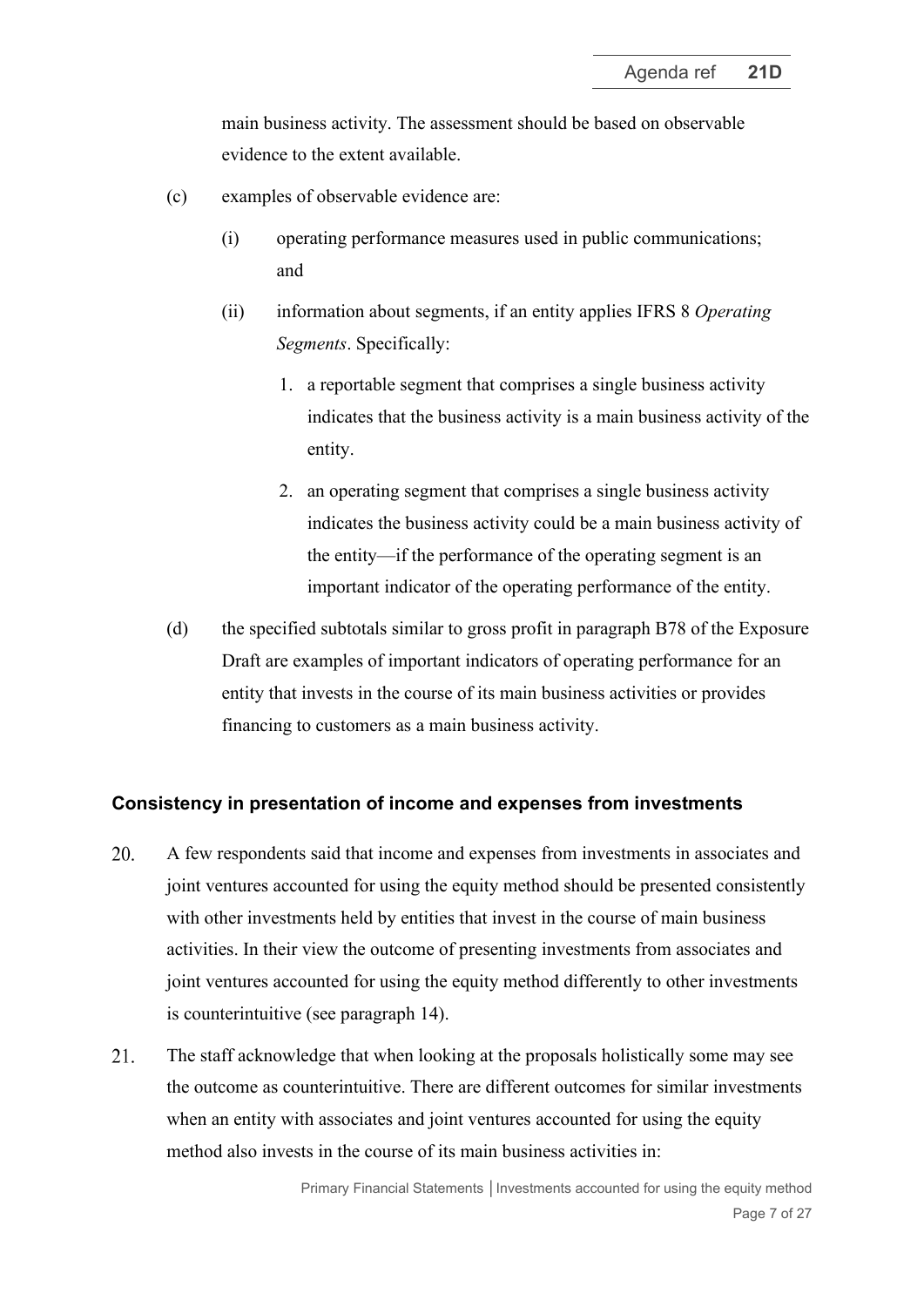main business activity. The assessment should be based on observable evidence to the extent available.

(c) examples of observable evidence are:

   (i) operating performance measures used in public communications; and

   (ii) information about segments, if an entity applies IFRS 8 *Operating Segments*. Specifically:

      1. a reportable segment that comprises a single business activity indicates that the business activity is a main business activity of the entity.

      2. an operating segment that comprises a single business activity indicates the business activity could be a main business activity of the entity—if the performance of the operating segment is an important indicator of the operating performance of the entity.

(d) the specified subtotals similar to gross profit in paragraph B78 of the Exposure Draft are examples of important indicators of operating performance for an entity that invests in the course of its main business activities or provides financing to customers as a main business activity.

## Consistency in presentation of income and expenses from investments

20. A few respondents said that income and expenses from investments in associates and joint ventures accounted for using the equity method should be presented consistently with other investments held by entities that invest in the course of main business activities. In their view the outcome of presenting investments from associates and joint ventures accounted for using the equity method differently to other investments is counterintuitive (see paragraph 14).

21. The staff acknowledge that when looking at the proposals holistically some may see the outcome as counterintuitive. There are different outcomes for similar investments when an entity with associates and joint ventures accounted for using the equity method also invests in the course of its main business activities in: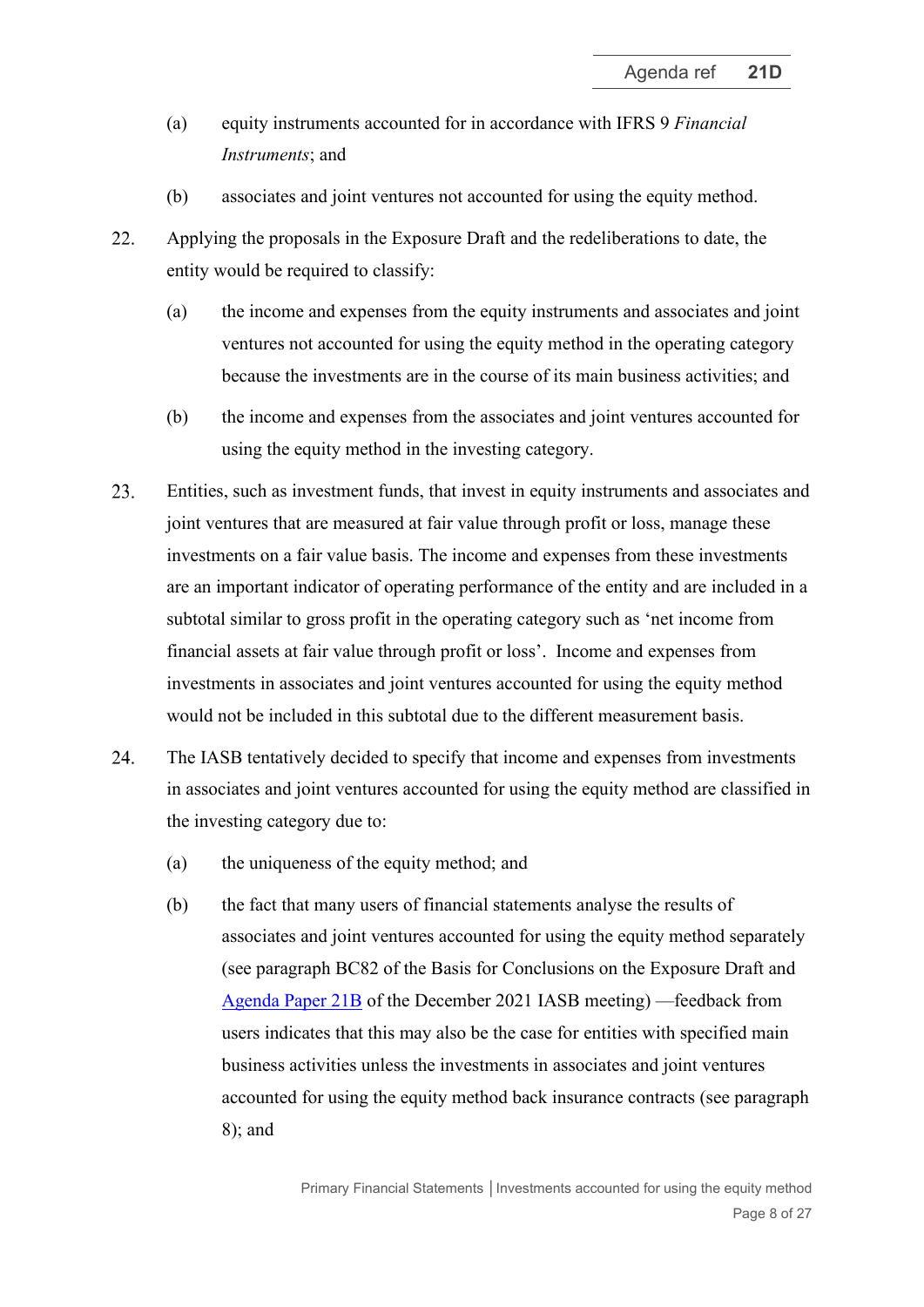(a) equity instruments accounted for in accordance with IFRS 9 *Financial Instruments*; and

(b) associates and joint ventures not accounted for using the equity method.

22. Applying the proposals in the Exposure Draft and the redeliberations to date, the entity would be required to classify:

    (a) the income and expenses from the equity instruments and associates and joint ventures not accounted for using the equity method in the operating category because the investments are in the course of its main business activities; and

    (b) the income and expenses from the associates and joint ventures accounted for using the equity method in the investing category.

23. Entities, such as investment funds, that invest in equity instruments and associates and joint ventures that are measured at fair value through profit or loss, manage these investments on a fair value basis. The income and expenses from these investments are an important indicator of operating performance of the entity and are included in a subtotal similar to gross profit in the operating category such as 'net income from financial assets at fair value through profit or loss'. Income and expenses from investments in associates and joint ventures accounted for using the equity method would not be included in this subtotal due to the different measurement basis.

24. The IASB tentatively decided to specify that income and expenses from investments in associates and joint ventures accounted for using the equity method are classified in the investing category due to:

    (a) the uniqueness of the equity method; and

    (b) the fact that many users of financial statements analyse the results of associates and joint ventures accounted for using the equity method separately (see paragraph BC82 of the Basis for Conclusions on the Exposure Draft and [Agenda Paper 21B](#) of the December 2021 IASB meeting) —feedback from users indicates that this may also be the case for entities with specified main business activities unless the investments in associates and joint ventures accounted for using the equity method back insurance contracts (see paragraph 8); and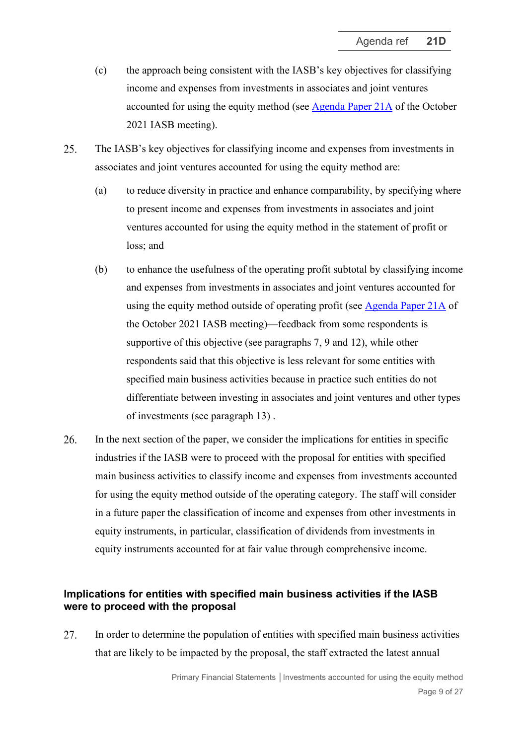(c) the approach being consistent with the IASB's key objectives for classifying income and expenses from investments in associates and joint ventures accounted for using the equity method (see Agenda Paper 21A of the October 2021 IASB meeting).

25. The IASB's key objectives for classifying income and expenses from investments in associates and joint ventures accounted for using the equity method are:

    (a) to reduce diversity in practice and enhance comparability, by specifying where to present income and expenses from investments in associates and joint ventures accounted for using the equity method in the statement of profit or loss; and

    (b) to enhance the usefulness of the operating profit subtotal by classifying income and expenses from investments in associates and joint ventures accounted for using the equity method outside of operating profit (see Agenda Paper 21A of the October 2021 IASB meeting)—feedback from some respondents is supportive of this objective (see paragraphs 7, 9 and 12), while other respondents said that this objective is less relevant for some entities with specified main business activities because in practice such entities do not differentiate between investing in associates and joint ventures and other types of investments (see paragraph 13) .

26. In the next section of the paper, we consider the implications for entities in specific industries if the IASB were to proceed with the proposal for entities with specified main business activities to classify income and expenses from investments accounted for using the equity method outside of the operating category. The staff will consider in a future paper the classification of income and expenses from other investments in equity instruments, in particular, classification of dividends from investments in equity instruments accounted for at fair value through comprehensive income.

## Implications for entities with specified main business activities if the IASB were to proceed with the proposal

27. In order to determine the population of entities with specified main business activities that are likely to be impacted by the proposal, the staff extracted the latest annual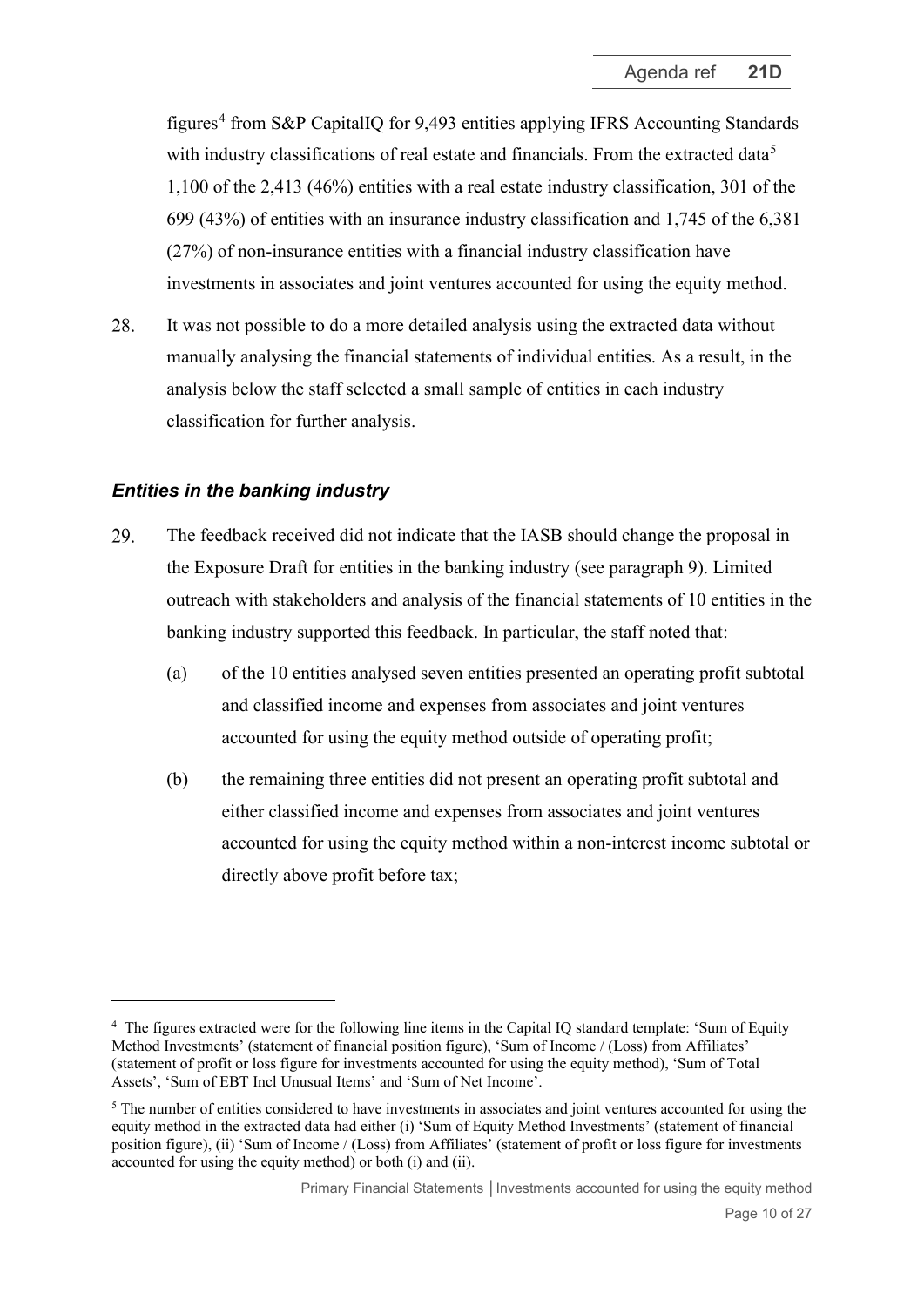figures[4] from S&P CapitalIQ for 9,493 entities applying IFRS Accounting Standards with industry classifications of real estate and financials. From the extracted data[5] 1,100 of the 2,413 (46%) entities with a real estate industry classification, 301 of the 699 (43%) of entities with an insurance industry classification and 1,745 of the 6,381 (27%) of non-insurance entities with a financial industry classification have investments in associates and joint ventures accounted for using the equity method.

28. It was not possible to do a more detailed analysis using the extracted data without manually analysing the financial statements of individual entities. As a result, in the analysis below the staff selected a small sample of entities in each industry classification for further analysis.

### *Entities in the banking industry*

29. The feedback received did not indicate that the IASB should change the proposal in the Exposure Draft for entities in the banking industry (see paragraph 9). Limited outreach with stakeholders and analysis of the financial statements of 10 entities in the banking industry supported this feedback. In particular, the staff noted that:

    (a) of the 10 entities analysed seven entities presented an operating profit subtotal and classified income and expenses from associates and joint ventures accounted for using the equity method outside of operating profit;

    (b) the remaining three entities did not present an operating profit subtotal and either classified income and expenses from associates and joint ventures accounted for using the equity method within a non-interest income subtotal or directly above profit before tax;

---

[4] The figures extracted were for the following line items in the Capital IQ standard template: 'Sum of Equity Method Investments' (statement of financial position figure), 'Sum of Income / (Loss) from Affiliates' (statement of profit or loss figure for investments accounted for using the equity method), 'Sum of Total Assets', 'Sum of EBT Incl Unusual Items' and 'Sum of Net Income'.

[5] The number of entities considered to have investments in associates and joint ventures accounted for using the equity method in the extracted data had either (i) 'Sum of Equity Method Investments' (statement of financial position figure), (ii) 'Sum of Income / (Loss) from Affiliates' (statement of profit or loss figure for investments accounted for using the equity method) or both (i) and (ii).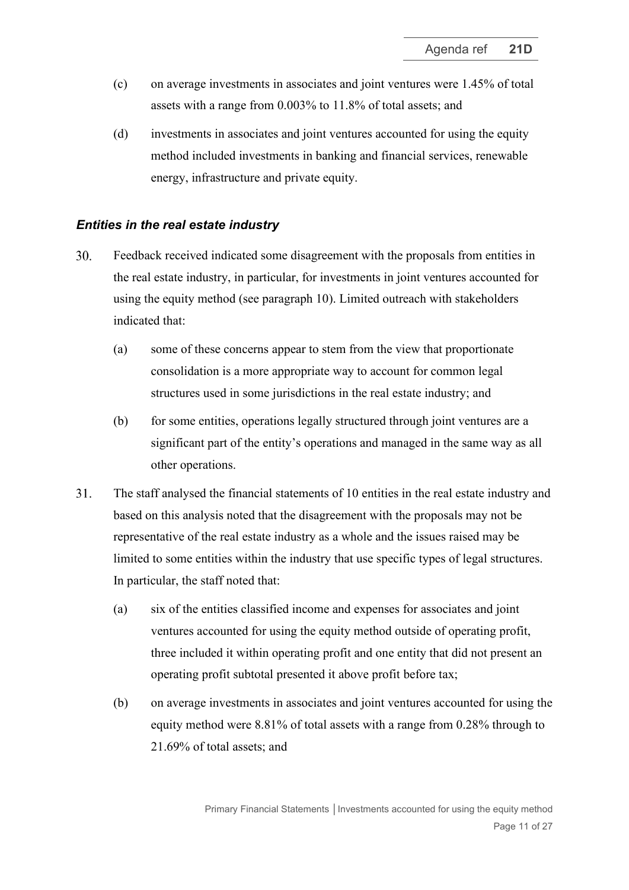(c) on average investments in associates and joint ventures were 1.45% of total assets with a range from 0.003% to 11.8% of total assets; and

(d) investments in associates and joint ventures accounted for using the equity method included investments in banking and financial services, renewable energy, infrastructure and private equity.

### *Entities in the real estate industry*

30. Feedback received indicated some disagreement with the proposals from entities in the real estate industry, in particular, for investments in joint ventures accounted for using the equity method (see paragraph 10). Limited outreach with stakeholders indicated that:

    (a) some of these concerns appear to stem from the view that proportionate consolidation is a more appropriate way to account for common legal structures used in some jurisdictions in the real estate industry; and

    (b) for some entities, operations legally structured through joint ventures are a significant part of the entity's operations and managed in the same way as all other operations.

31. The staff analysed the financial statements of 10 entities in the real estate industry and based on this analysis noted that the disagreement with the proposals may not be representative of the real estate industry as a whole and the issues raised may be limited to some entities within the industry that use specific types of legal structures. In particular, the staff noted that:

    (a) six of the entities classified income and expenses for associates and joint ventures accounted for using the equity method outside of operating profit, three included it within operating profit and one entity that did not present an operating profit subtotal presented it above profit before tax;

    (b) on average investments in associates and joint ventures accounted for using the equity method were 8.81% of total assets with a range from 0.28% through to 21.69% of total assets; and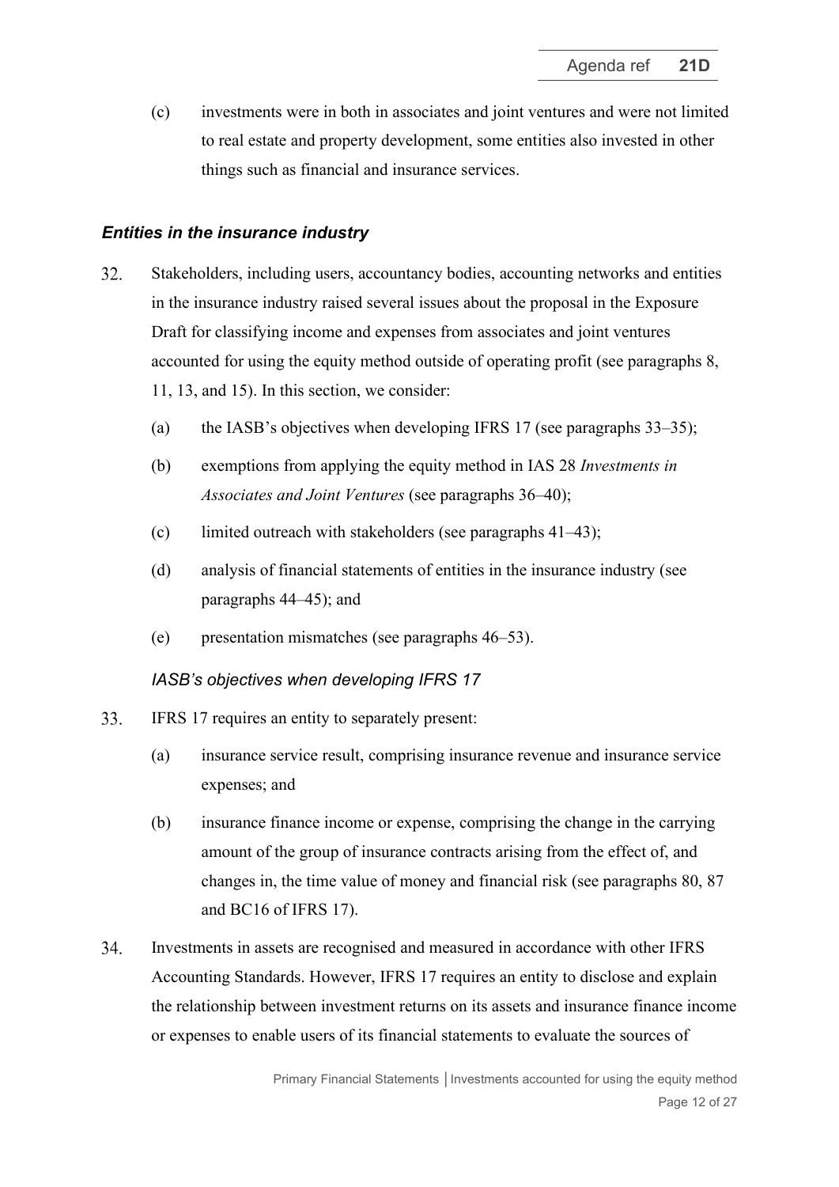(c) investments were in both in associates and joint ventures and were not limited to real estate and property development, some entities also invested in other things such as financial and insurance services.

### *Entities in the insurance industry*

32. Stakeholders, including users, accountancy bodies, accounting networks and entities in the insurance industry raised several issues about the proposal in the Exposure Draft for classifying income and expenses from associates and joint ventures accounted for using the equity method outside of operating profit (see paragraphs 8, 11, 13, and 15). In this section, we consider:
    (a) the IASB's objectives when developing IFRS 17 (see paragraphs 33–35);
    (b) exemptions from applying the equity method in IAS 28 *Investments in Associates and Joint Ventures* (see paragraphs 36–40);
    (c) limited outreach with stakeholders (see paragraphs 41–43);
    (d) analysis of financial statements of entities in the insurance industry (see paragraphs 44–45); and
    (e) presentation mismatches (see paragraphs 46–53).

#### *IASB's objectives when developing IFRS 17*

33. IFRS 17 requires an entity to separately present:
    (a) insurance service result, comprising insurance revenue and insurance service expenses; and
    (b) insurance finance income or expense, comprising the change in the carrying amount of the group of insurance contracts arising from the effect of, and changes in, the time value of money and financial risk (see paragraphs 80, 87 and BC16 of IFRS 17).

34. Investments in assets are recognised and measured in accordance with other IFRS Accounting Standards. However, IFRS 17 requires an entity to disclose and explain the relationship between investment returns on its assets and insurance finance income or expenses to enable users of its financial statements to evaluate the sources of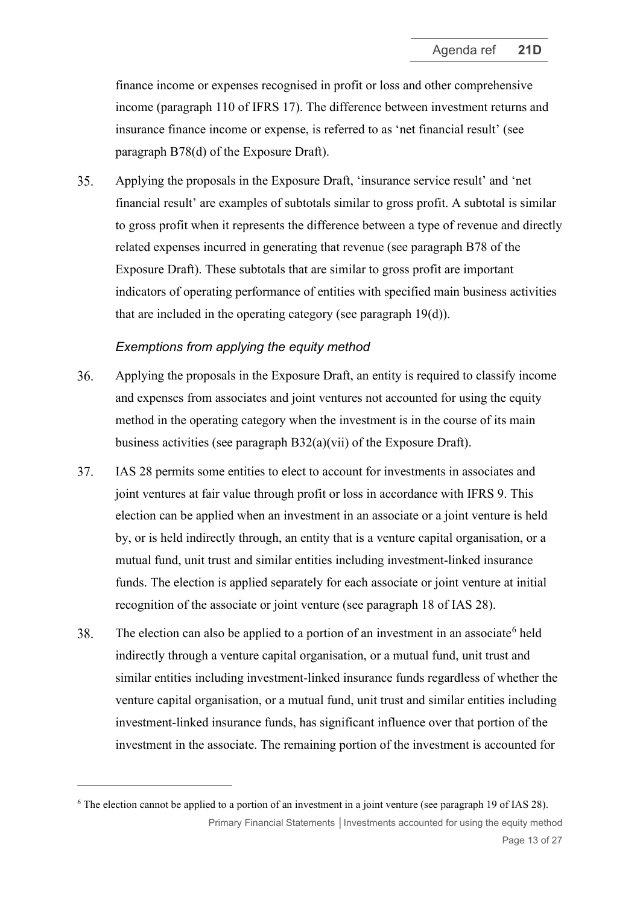finance income or expenses recognised in profit or loss and other comprehensive income (paragraph 110 of IFRS 17). The difference between investment returns and insurance finance income or expense, is referred to as 'net financial result' (see paragraph B78(d) of the Exposure Draft).

35. Applying the proposals in the Exposure Draft, 'insurance service result' and 'net financial result' are examples of subtotals similar to gross profit. A subtotal is similar to gross profit when it represents the difference between a type of revenue and directly related expenses incurred in generating that revenue (see paragraph B78 of the Exposure Draft). These subtotals that are similar to gross profit are important indicators of operating performance of entities with specified main business activities that are included in the operating category (see paragraph 19(d)).

### *Exemptions from applying the equity method*

36. Applying the proposals in the Exposure Draft, an entity is required to classify income and expenses from associates and joint ventures not accounted for using the equity method in the operating category when the investment is in the course of its main business activities (see paragraph B32(a)(vii) of the Exposure Draft).

37. IAS 28 permits some entities to elect to account for investments in associates and joint ventures at fair value through profit or loss in accordance with IFRS 9. This election can be applied when an investment in an associate or a joint venture is held by, or is held indirectly through, an entity that is a venture capital organisation, or a mutual fund, unit trust and similar entities including investment-linked insurance funds. The election is applied separately for each associate or joint venture at initial recognition of the associate or joint venture (see paragraph 18 of IAS 28).

38. The election can also be applied to a portion of an investment in an associate[6] held indirectly through a venture capital organisation, or a mutual fund, unit trust and similar entities including investment-linked insurance funds regardless of whether the venture capital organisation, or a mutual fund, unit trust and similar entities including investment-linked insurance funds, has significant influence over that portion of the investment in the associate. The remaining portion of the investment is accounted for

[6] The election cannot be applied to a portion of an investment in a joint venture (see paragraph 19 of IAS 28).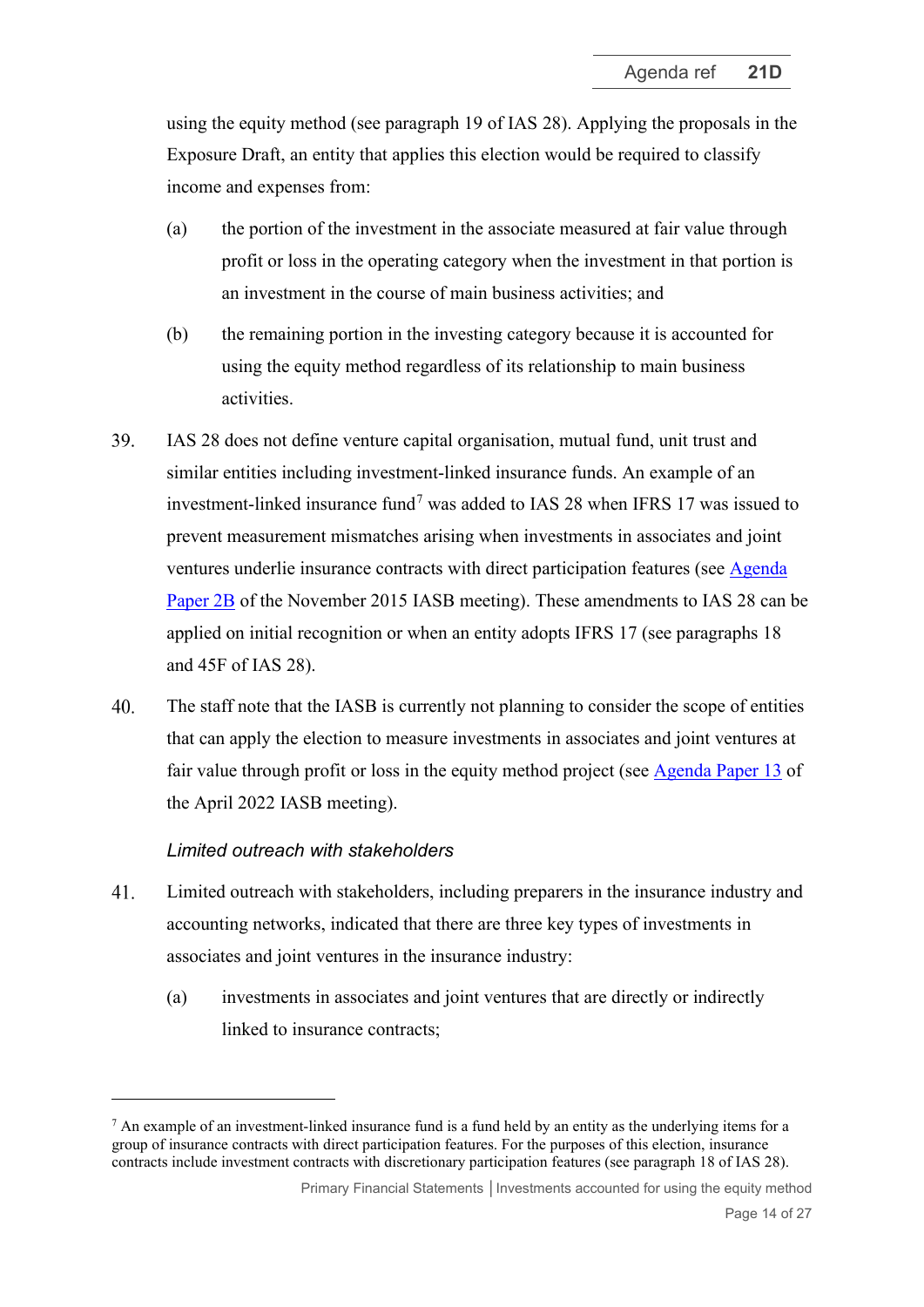using the equity method (see paragraph 19 of IAS 28). Applying the proposals in the Exposure Draft, an entity that applies this election would be required to classify income and expenses from:

(a) the portion of the investment in the associate measured at fair value through profit or loss in the operating category when the investment in that portion is an investment in the course of main business activities; and

(b) the remaining portion in the investing category because it is accounted for using the equity method regardless of its relationship to main business activities.

39. IAS 28 does not define venture capital organisation, mutual fund, unit trust and similar entities including investment-linked insurance funds. An example of an investment-linked insurance fund[7] was added to IAS 28 when IFRS 17 was issued to prevent measurement mismatches arising when investments in associates and joint ventures underlie insurance contracts with direct participation features (see Agenda Paper 2B of the November 2015 IASB meeting). These amendments to IAS 28 can be applied on initial recognition or when an entity adopts IFRS 17 (see paragraphs 18 and 45F of IAS 28).

40. The staff note that the IASB is currently not planning to consider the scope of entities that can apply the election to measure investments in associates and joint ventures at fair value through profit or loss in the equity method project (see Agenda Paper 13 of the April 2022 IASB meeting).

*Limited outreach with stakeholders*

41. Limited outreach with stakeholders, including preparers in the insurance industry and accounting networks, indicated that there are three key types of investments in associates and joint ventures in the insurance industry:

(a) investments in associates and joint ventures that are directly or indirectly linked to insurance contracts;

[7] An example of an investment-linked insurance fund is a fund held by an entity as the underlying items for a group of insurance contracts with direct participation features. For the purposes of this election, insurance contracts include investment contracts with discretionary participation features (see paragraph 18 of IAS 28).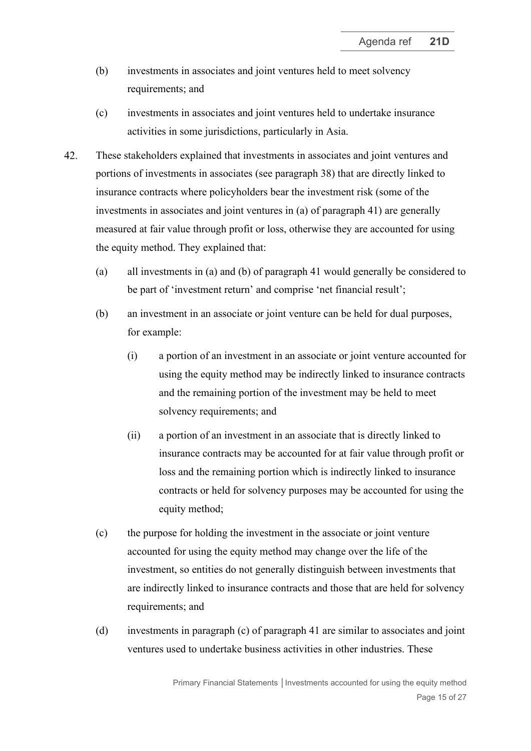(b) investments in associates and joint ventures held to meet solvency requirements; and

(c) investments in associates and joint ventures held to undertake insurance activities in some jurisdictions, particularly in Asia.

42. These stakeholders explained that investments in associates and joint ventures and portions of investments in associates (see paragraph 38) that are directly linked to insurance contracts where policyholders bear the investment risk (some of the investments in associates and joint ventures in (a) of paragraph 41) are generally measured at fair value through profit or loss, otherwise they are accounted for using the equity method. They explained that:

   (a) all investments in (a) and (b) of paragraph 41 would generally be considered to be part of 'investment return' and comprise 'net financial result';

   (b) an investment in an associate or joint venture can be held for dual purposes, for example:

      (i) a portion of an investment in an associate or joint venture accounted for using the equity method may be indirectly linked to insurance contracts and the remaining portion of the investment may be held to meet solvency requirements; and

      (ii) a portion of an investment in an associate that is directly linked to insurance contracts may be accounted for at fair value through profit or loss and the remaining portion which is indirectly linked to insurance contracts or held for solvency purposes may be accounted for using the equity method;

   (c) the purpose for holding the investment in the associate or joint venture accounted for using the equity method may change over the life of the investment, so entities do not generally distinguish between investments that are indirectly linked to insurance contracts and those that are held for solvency requirements; and

   (d) investments in paragraph (c) of paragraph 41 are similar to associates and joint ventures used to undertake business activities in other industries. These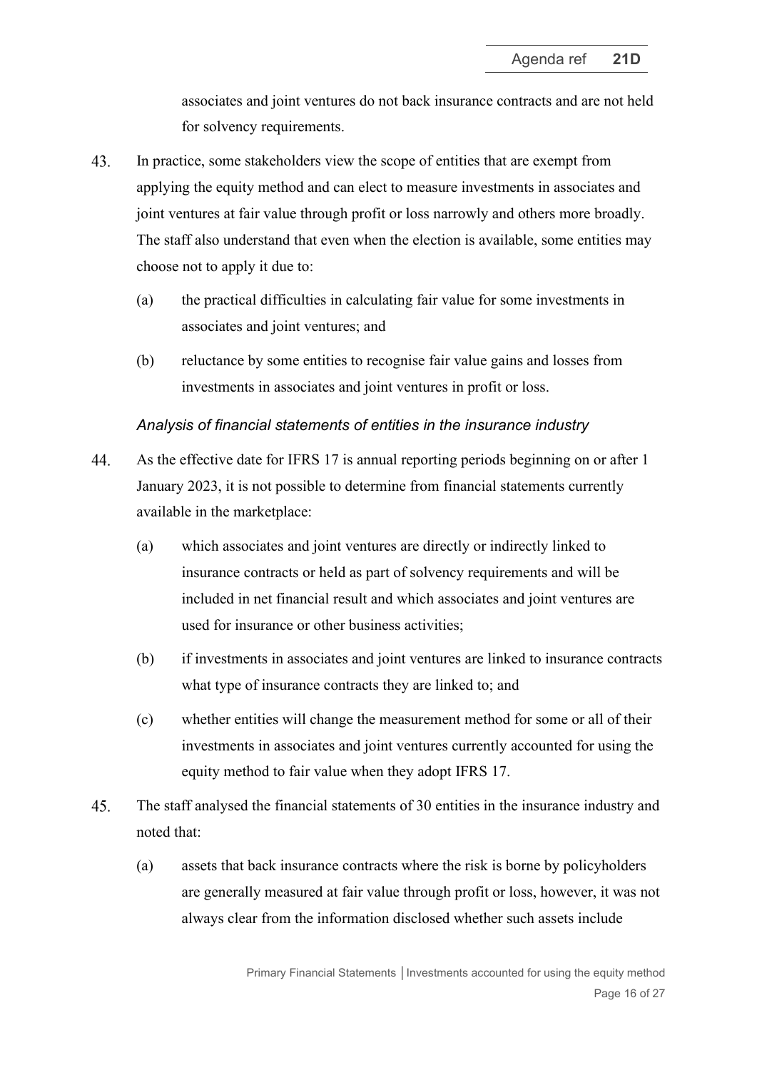associates and joint ventures do not back insurance contracts and are not held for solvency requirements.

43. In practice, some stakeholders view the scope of entities that are exempt from applying the equity method and can elect to measure investments in associates and joint ventures at fair value through profit or loss narrowly and others more broadly. The staff also understand that even when the election is available, some entities may choose not to apply it due to:

    (a) the practical difficulties in calculating fair value for some investments in associates and joint ventures; and

    (b) reluctance by some entities to recognise fair value gains and losses from investments in associates and joint ventures in profit or loss.

*Analysis of financial statements of entities in the insurance industry*

44. As the effective date for IFRS 17 is annual reporting periods beginning on or after 1 January 2023, it is not possible to determine from financial statements currently available in the marketplace:

    (a) which associates and joint ventures are directly or indirectly linked to insurance contracts or held as part of solvency requirements and will be included in net financial result and which associates and joint ventures are used for insurance or other business activities;

    (b) if investments in associates and joint ventures are linked to insurance contracts what type of insurance contracts they are linked to; and

    (c) whether entities will change the measurement method for some or all of their investments in associates and joint ventures currently accounted for using the equity method to fair value when they adopt IFRS 17.

45. The staff analysed the financial statements of 30 entities in the insurance industry and noted that:

    (a) assets that back insurance contracts where the risk is borne by policyholders are generally measured at fair value through profit or loss, however, it was not always clear from the information disclosed whether such assets include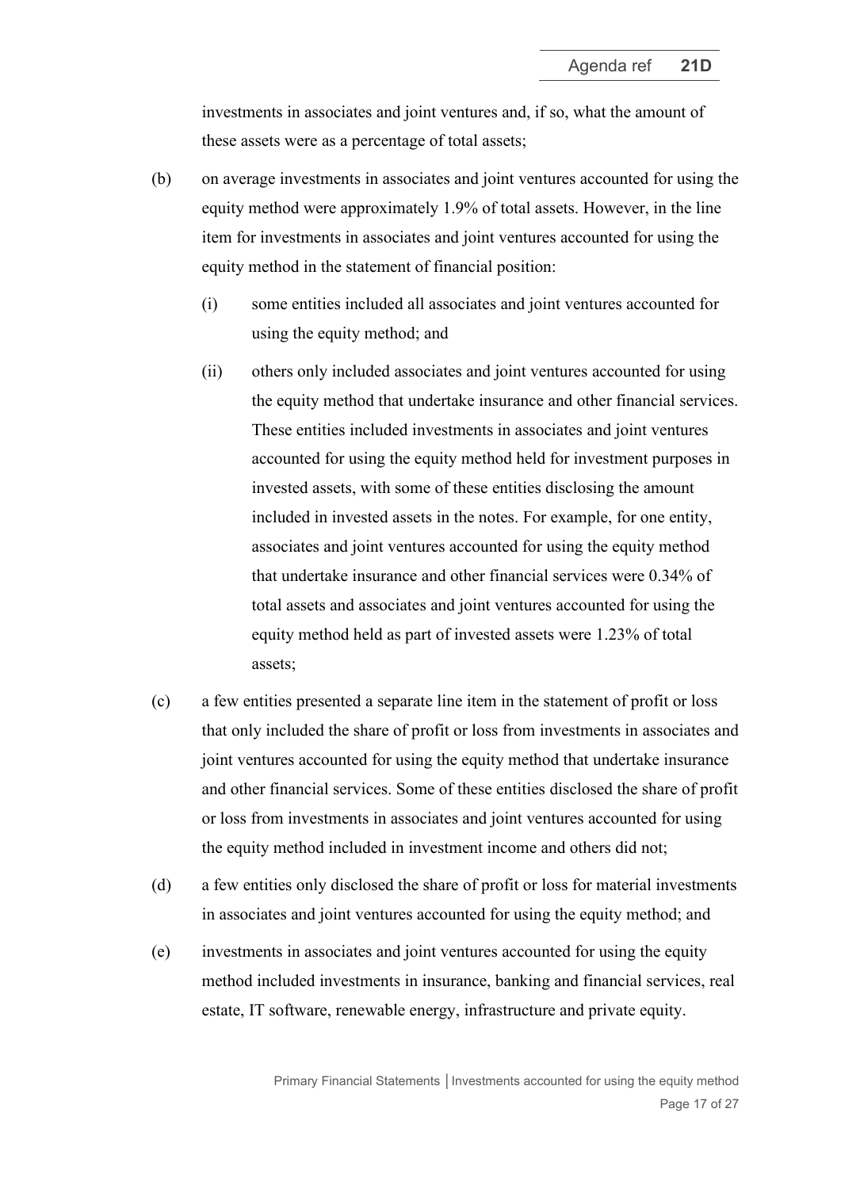investments in associates and joint ventures and, if so, what the amount of these assets were as a percentage of total assets;

(b) on average investments in associates and joint ventures accounted for using the equity method were approximately 1.9% of total assets. However, in the line item for investments in associates and joint ventures accounted for using the equity method in the statement of financial position:

   (i) some entities included all associates and joint ventures accounted for using the equity method; and

   (ii) others only included associates and joint ventures accounted for using the equity method that undertake insurance and other financial services. These entities included investments in associates and joint ventures accounted for using the equity method held for investment purposes in invested assets, with some of these entities disclosing the amount included in invested assets in the notes. For example, for one entity, associates and joint ventures accounted for using the equity method that undertake insurance and other financial services were 0.34% of total assets and associates and joint ventures accounted for using the equity method held as part of invested assets were 1.23% of total assets;

(c) a few entities presented a separate line item in the statement of profit or loss that only included the share of profit or loss from investments in associates and joint ventures accounted for using the equity method that undertake insurance and other financial services. Some of these entities disclosed the share of profit or loss from investments in associates and joint ventures accounted for using the equity method included in investment income and others did not;

(d) a few entities only disclosed the share of profit or loss for material investments in associates and joint ventures accounted for using the equity method; and

(e) investments in associates and joint ventures accounted for using the equity method included investments in insurance, banking and financial services, real estate, IT software, renewable energy, infrastructure and private equity.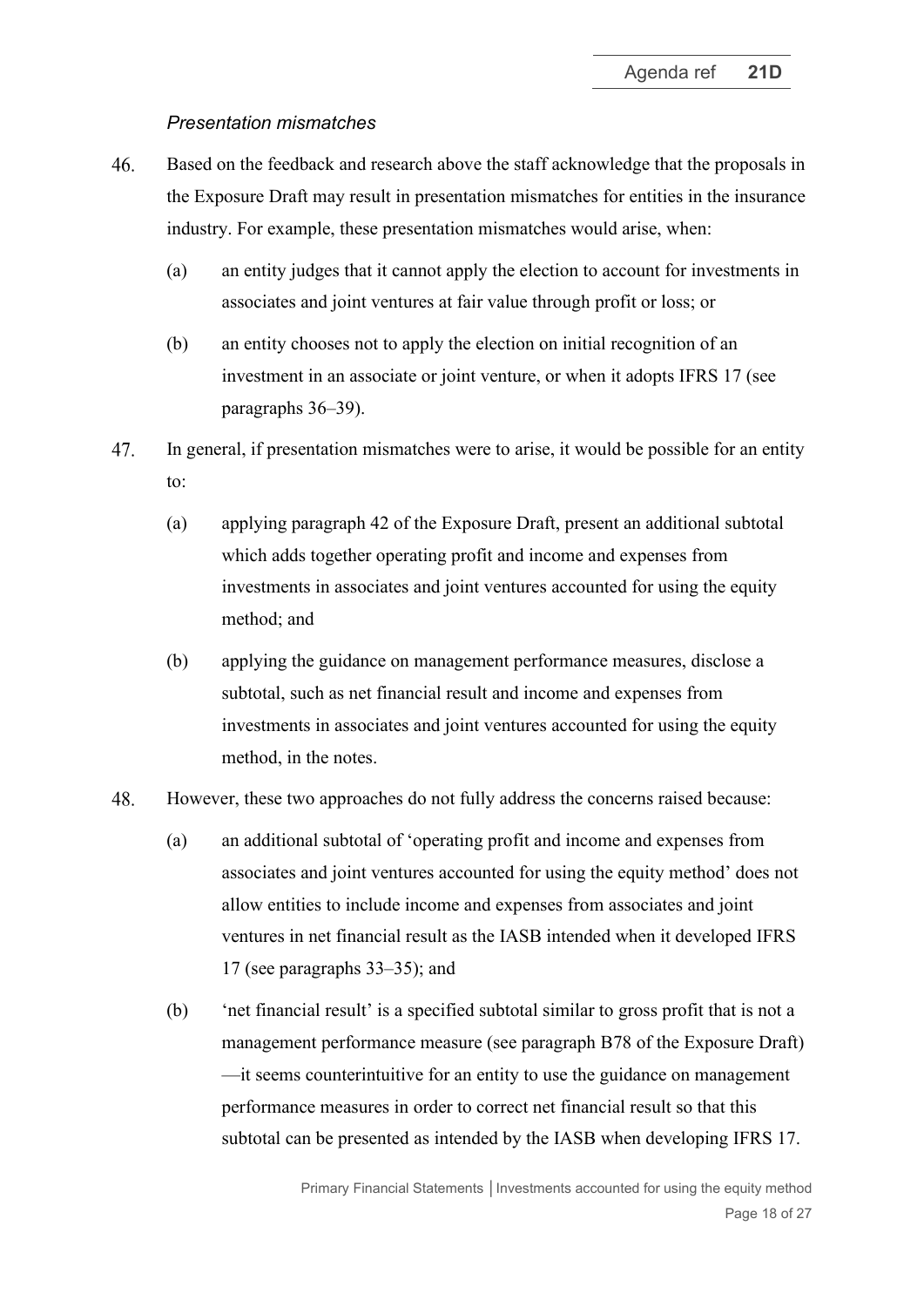*Presentation mismatches*

46. Based on the feedback and research above the staff acknowledge that the proposals in the Exposure Draft may result in presentation mismatches for entities in the insurance industry. For example, these presentation mismatches would arise, when:

    (a) an entity judges that it cannot apply the election to account for investments in associates and joint ventures at fair value through profit or loss; or

    (b) an entity chooses not to apply the election on initial recognition of an investment in an associate or joint venture, or when it adopts IFRS 17 (see paragraphs 36–39).

47. In general, if presentation mismatches were to arise, it would be possible for an entity to:

    (a) applying paragraph 42 of the Exposure Draft, present an additional subtotal which adds together operating profit and income and expenses from investments in associates and joint ventures accounted for using the equity method; and

    (b) applying the guidance on management performance measures, disclose a subtotal, such as net financial result and income and expenses from investments in associates and joint ventures accounted for using the equity method, in the notes.

48. However, these two approaches do not fully address the concerns raised because:

    (a) an additional subtotal of 'operating profit and income and expenses from associates and joint ventures accounted for using the equity method' does not allow entities to include income and expenses from associates and joint ventures in net financial result as the IASB intended when it developed IFRS 17 (see paragraphs 33–35); and

    (b) 'net financial result' is a specified subtotal similar to gross profit that is not a management performance measure (see paragraph B78 of the Exposure Draft)—it seems counterintuitive for an entity to use the guidance on management performance measures in order to correct net financial result so that this subtotal can be presented as intended by the IASB when developing IFRS 17.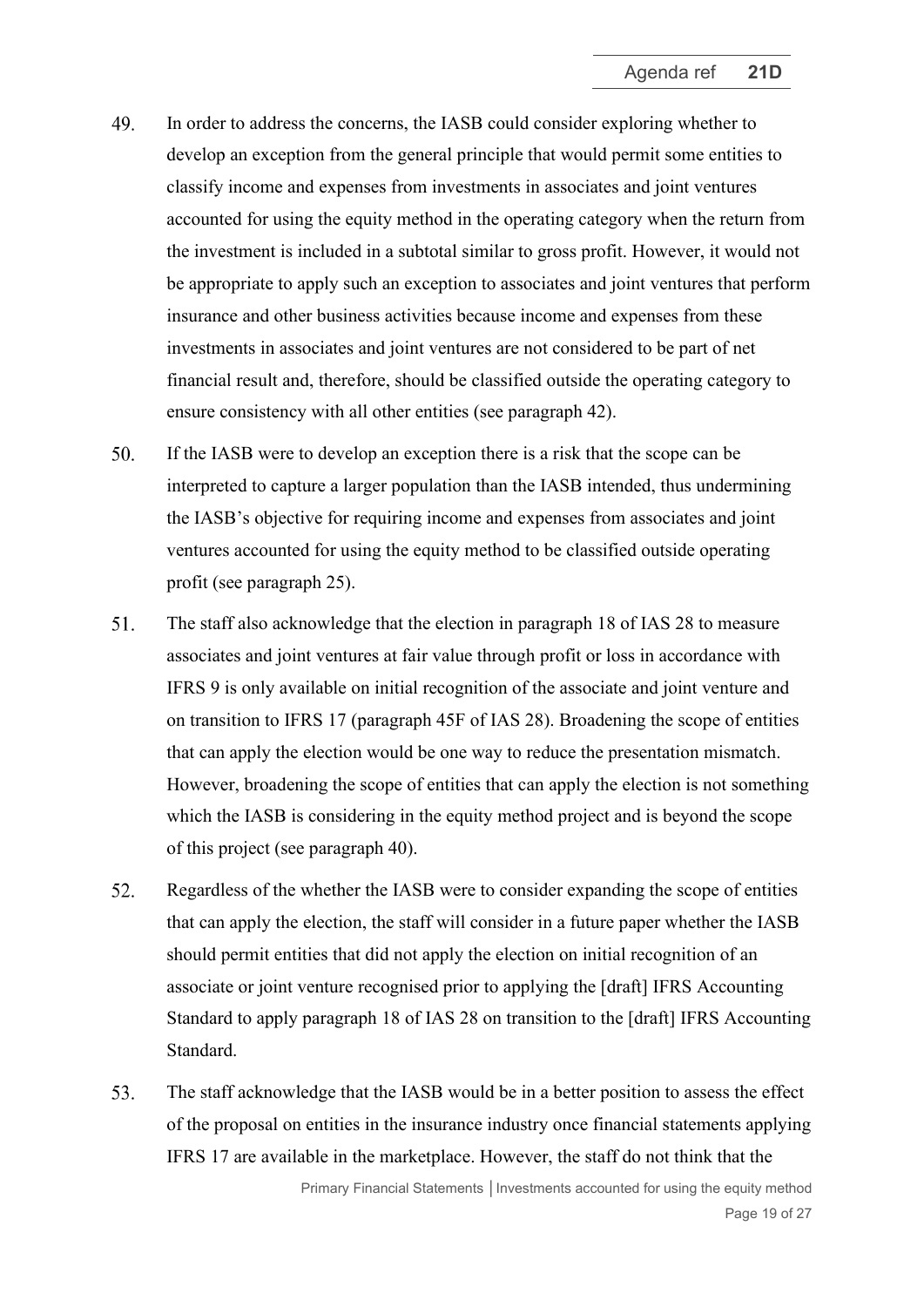49. In order to address the concerns, the IASB could consider exploring whether to develop an exception from the general principle that would permit some entities to classify income and expenses from investments in associates and joint ventures accounted for using the equity method in the operating category when the return from the investment is included in a subtotal similar to gross profit. However, it would not be appropriate to apply such an exception to associates and joint ventures that perform insurance and other business activities because income and expenses from these investments in associates and joint ventures are not considered to be part of net financial result and, therefore, should be classified outside the operating category to ensure consistency with all other entities (see paragraph 42).

50. If the IASB were to develop an exception there is a risk that the scope can be interpreted to capture a larger population than the IASB intended, thus undermining the IASB's objective for requiring income and expenses from associates and joint ventures accounted for using the equity method to be classified outside operating profit (see paragraph 25).

51. The staff also acknowledge that the election in paragraph 18 of IAS 28 to measure associates and joint ventures at fair value through profit or loss in accordance with IFRS 9 is only available on initial recognition of the associate and joint venture and on transition to IFRS 17 (paragraph 45F of IAS 28). Broadening the scope of entities that can apply the election would be one way to reduce the presentation mismatch. However, broadening the scope of entities that can apply the election is not something which the IASB is considering in the equity method project and is beyond the scope of this project (see paragraph 40).

52. Regardless of the whether the IASB were to consider expanding the scope of entities that can apply the election, the staff will consider in a future paper whether the IASB should permit entities that did not apply the election on initial recognition of an associate or joint venture recognised prior to applying the [draft] IFRS Accounting Standard to apply paragraph 18 of IAS 28 on transition to the [draft] IFRS Accounting Standard.

53. The staff acknowledge that the IASB would be in a better position to assess the effect of the proposal on entities in the insurance industry once financial statements applying IFRS 17 are available in the marketplace. However, the staff do not think that the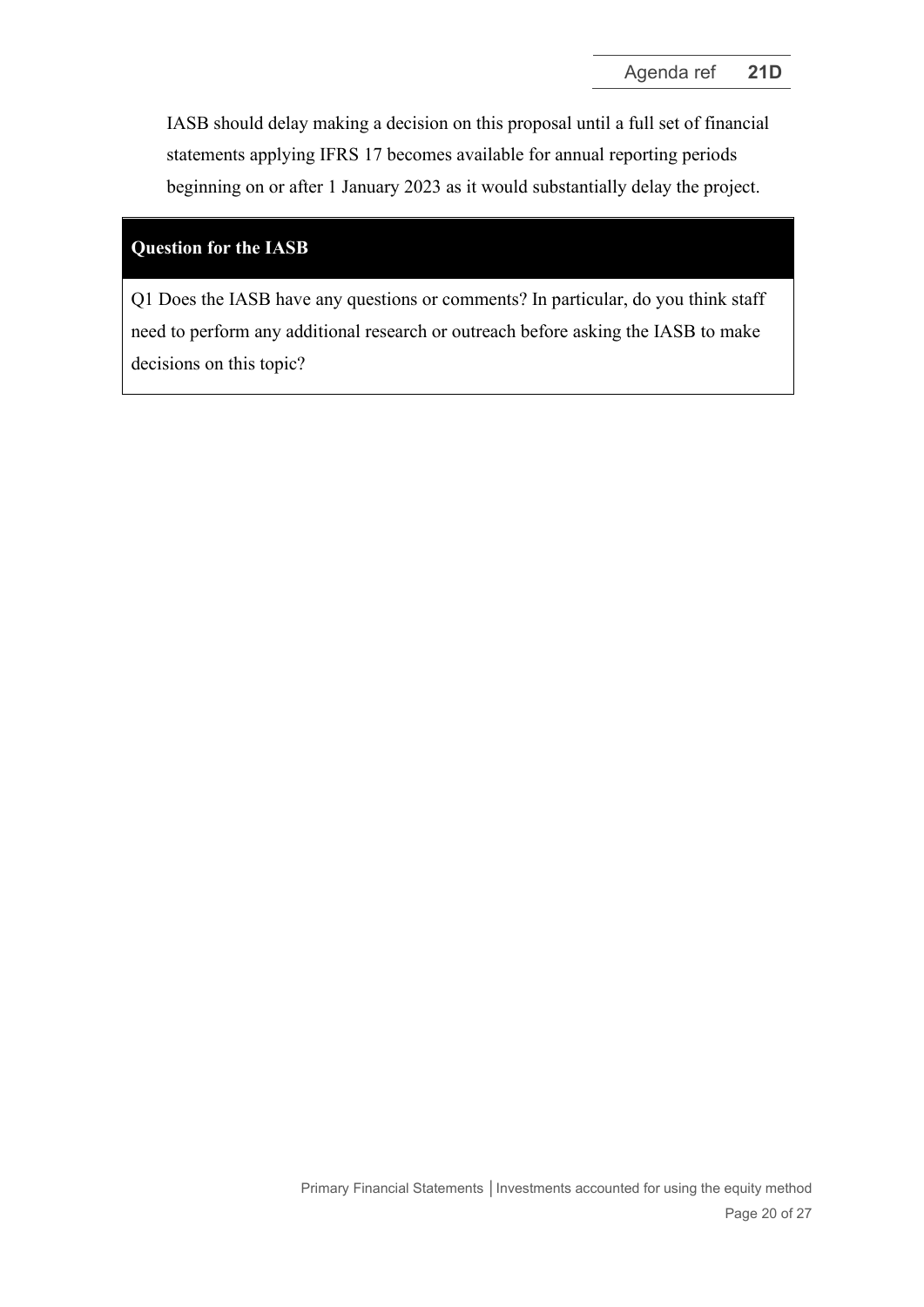IASB should delay making a decision on this proposal until a full set of financial statements applying IFRS 17 becomes available for annual reporting periods beginning on or after 1 January 2023 as it would substantially delay the project.

| **Question for the IASB** |
| --- |
| Q1 Does the IASB have any questions or comments? In particular, do you think staff need to perform any additional research or outreach before asking the IASB to make decisions on this topic? |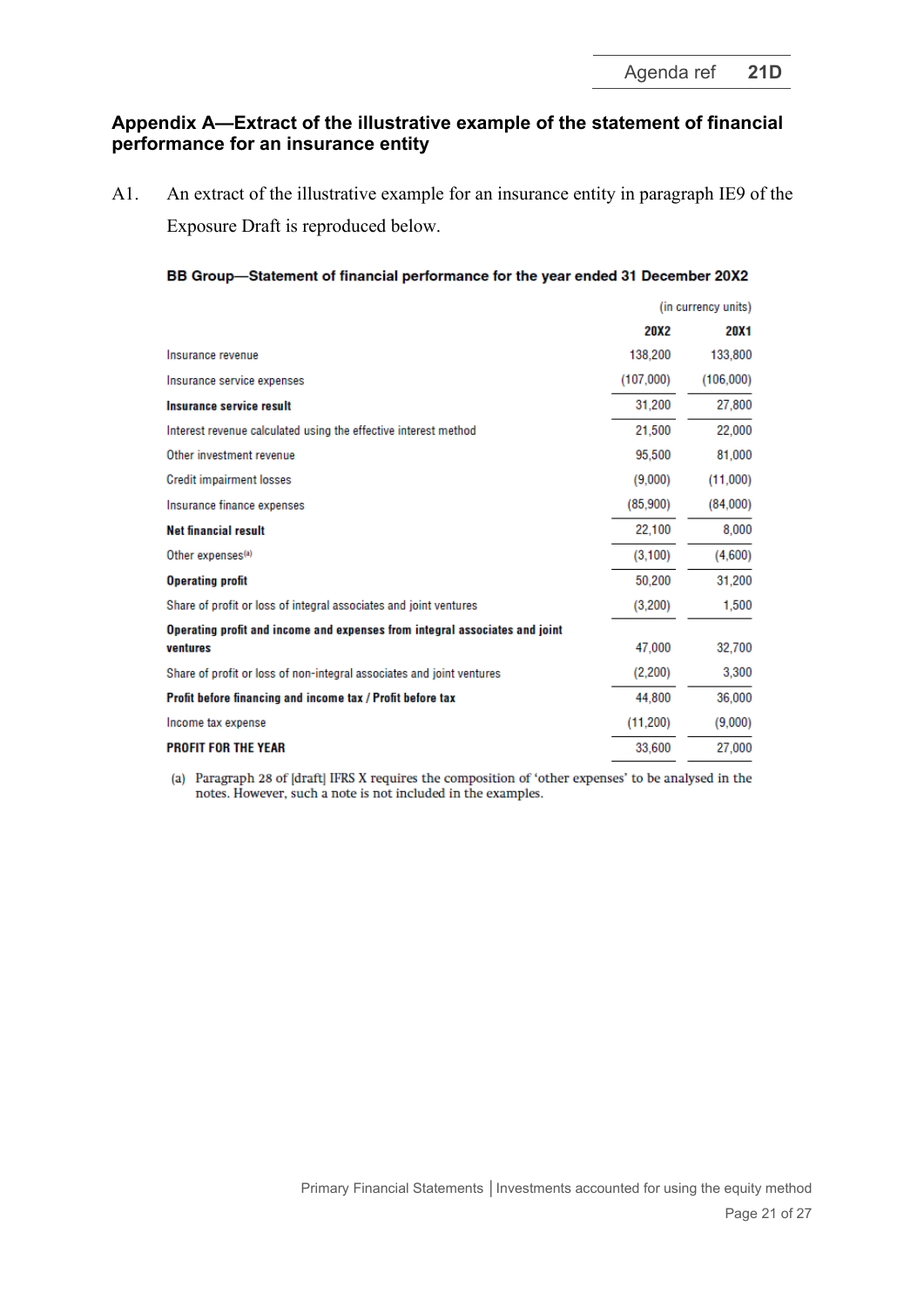## Appendix A—Extract of the illustrative example of the statement of financial performance for an insurance entity

A1. An extract of the illustrative example for an insurance entity in paragraph IE9 of the Exposure Draft is reproduced below.

**BB Group—Statement of financial performance for the year ended 31 December 20X2**

| | (in currency units) | |
|---|---|---|
| | **20X2** | **20X1** |
| Insurance revenue | 138,200 | 133,800 |
| Insurance service expenses | (107,000) | (106,000) |
| **Insurance service result** | 31,200 | 27,800 |
| Interest revenue calculated using the effective interest method | 21,500 | 22,000 |
| Other investment revenue | 95,500 | 81,000 |
| Credit impairment losses | (9,000) | (11,000) |
| Insurance finance expenses | (85,900) | (84,000) |
| **Net financial result** | 22,100 | 8,000 |
| Other expenses[(a)] | (3,100) | (4,600) |
| **Operating profit** | 50,200 | 31,200 |
| Share of profit or loss of integral associates and joint ventures | (3,200) | 1,500 |
| **Operating profit and income and expenses from integral associates and joint ventures** | 47,000 | 32,700 |
| Share of profit or loss of non-integral associates and joint ventures | (2,200) | 3,300 |
| **Profit before financing and income tax / Profit before tax** | 44,800 | 36,000 |
| Income tax expense | (11,200) | (9,000) |
| **PROFIT FOR THE YEAR** | 33,600 | 27,000 |

(a) Paragraph 28 of [draft] IFRS X requires the composition of 'other expenses' to be analysed in the notes. However, such a note is not included in the examples.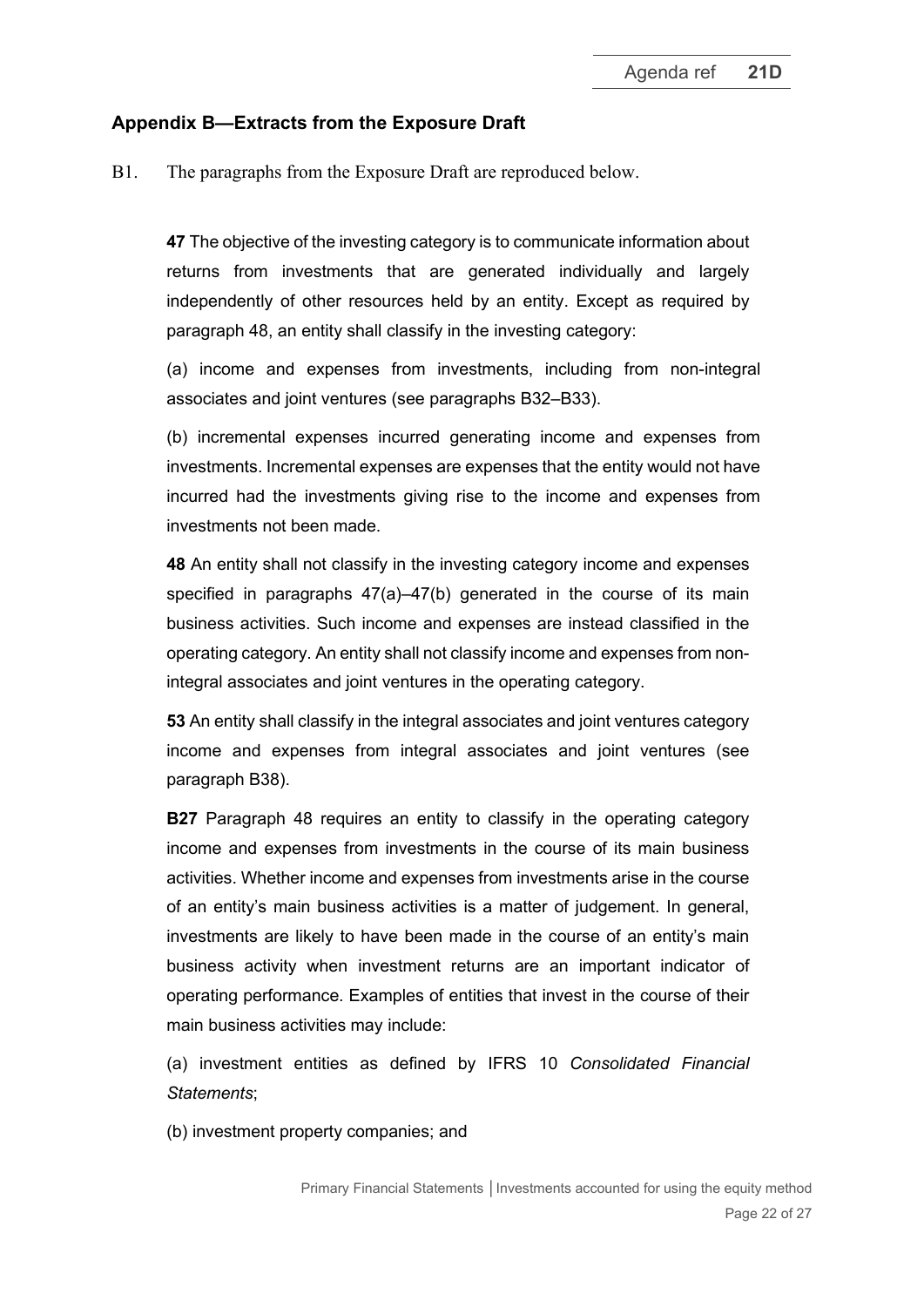## Appendix B—Extracts from the Exposure Draft

B1. The paragraphs from the Exposure Draft are reproduced below.

> **47** The objective of the investing category is to communicate information about returns from investments that are generated individually and largely independently of other resources held by an entity. Except as required by paragraph 48, an entity shall classify in the investing category:
>
> (a) income and expenses from investments, including from non-integral associates and joint ventures (see paragraphs B32–B33).
>
> (b) incremental expenses incurred generating income and expenses from investments. Incremental expenses are expenses that the entity would not have incurred had the investments giving rise to the income and expenses from investments not been made.
>
> **48** An entity shall not classify in the investing category income and expenses specified in paragraphs 47(a)–47(b) generated in the course of its main business activities. Such income and expenses are instead classified in the operating category. An entity shall not classify income and expenses from non-integral associates and joint ventures in the operating category.
>
> **53** An entity shall classify in the integral associates and joint ventures category income and expenses from integral associates and joint ventures (see paragraph B38).
>
> **B27** Paragraph 48 requires an entity to classify in the operating category income and expenses from investments in the course of its main business activities. Whether income and expenses from investments arise in the course of an entity's main business activities is a matter of judgement. In general, investments are likely to have been made in the course of an entity's main business activity when investment returns are an important indicator of operating performance. Examples of entities that invest in the course of their main business activities may include:
>
> (a) investment entities as defined by IFRS 10 *Consolidated Financial Statements*;
>
> (b) investment property companies; and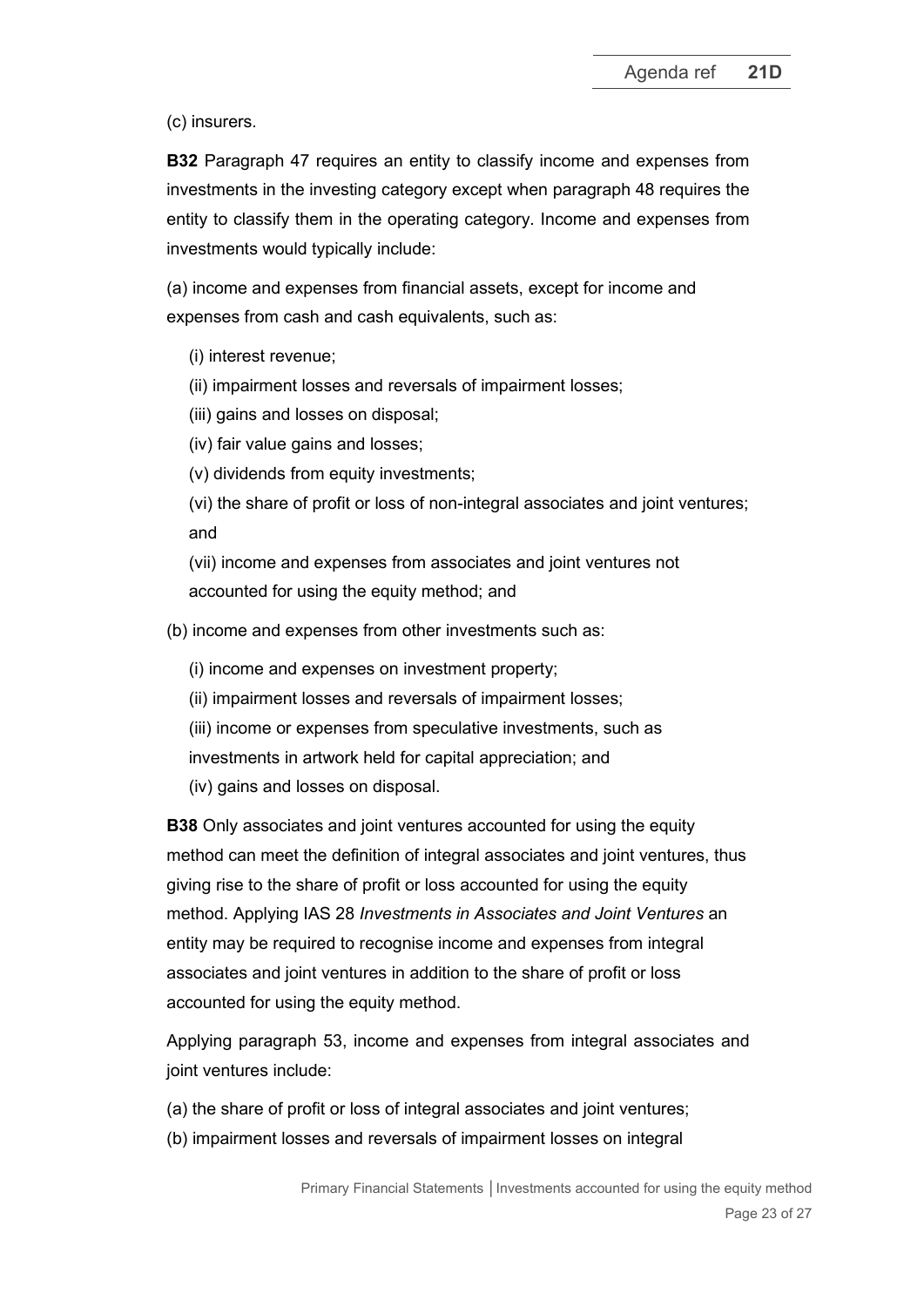(c) insurers.

**B32** Paragraph 47 requires an entity to classify income and expenses from investments in the investing category except when paragraph 48 requires the entity to classify them in the operating category. Income and expenses from investments would typically include:

(a) income and expenses from financial assets, except for income and expenses from cash and cash equivalents, such as:

- (i) interest revenue;
- (ii) impairment losses and reversals of impairment losses;
- (iii) gains and losses on disposal;
- (iv) fair value gains and losses;
- (v) dividends from equity investments;
- (vi) the share of profit or loss of non-integral associates and joint ventures; and
- (vii) income and expenses from associates and joint ventures not accounted for using the equity method; and

(b) income and expenses from other investments such as:

- (i) income and expenses on investment property;
- (ii) impairment losses and reversals of impairment losses;
- (iii) income or expenses from speculative investments, such as investments in artwork held for capital appreciation; and
- (iv) gains and losses on disposal.

**B38** Only associates and joint ventures accounted for using the equity method can meet the definition of integral associates and joint ventures, thus giving rise to the share of profit or loss accounted for using the equity method. Applying IAS 28 *Investments in Associates and Joint Ventures* an entity may be required to recognise income and expenses from integral associates and joint ventures in addition to the share of profit or loss accounted for using the equity method.

Applying paragraph 53, income and expenses from integral associates and joint ventures include:

(a) the share of profit or loss of integral associates and joint ventures;

(b) impairment losses and reversals of impairment losses on integral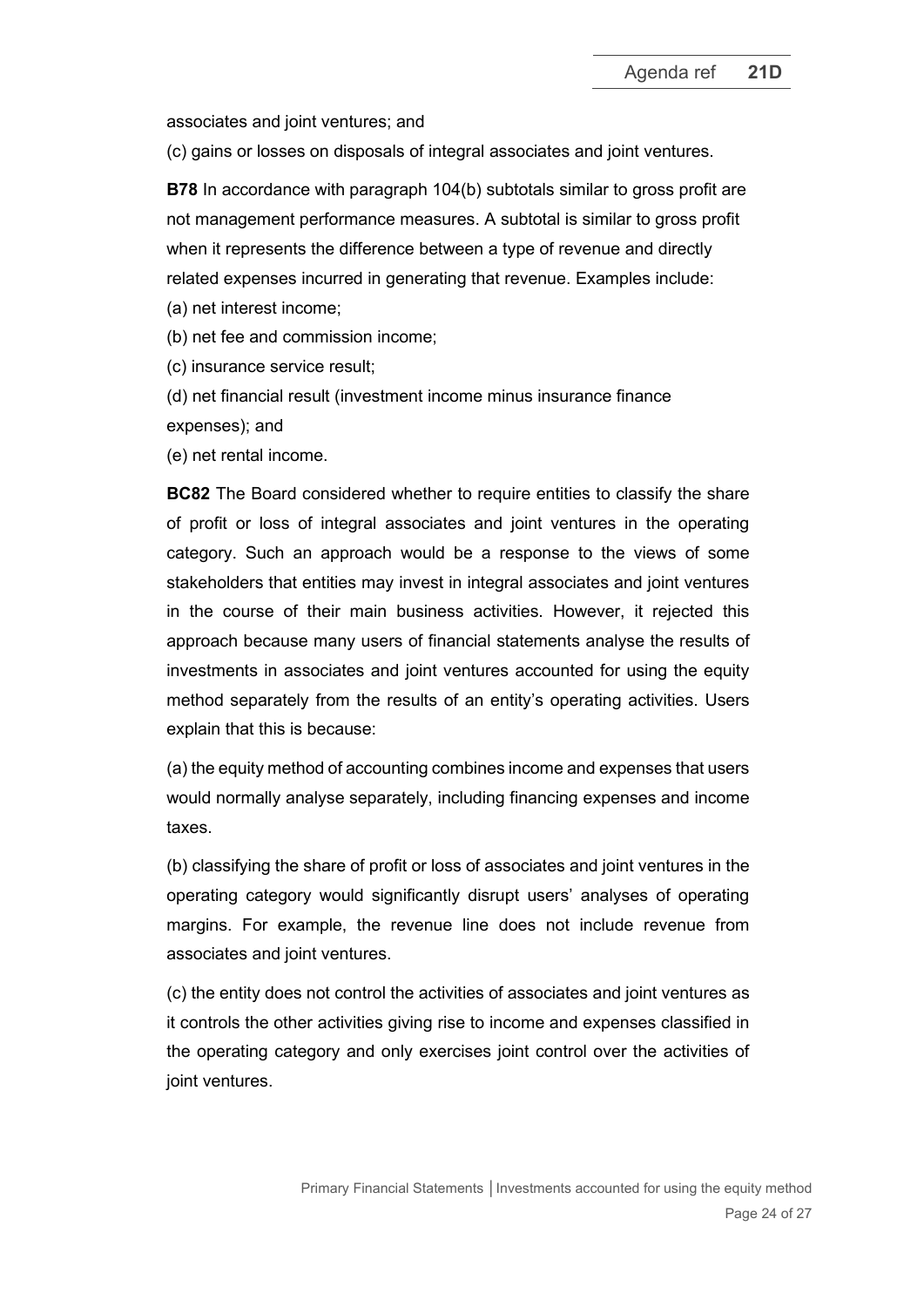associates and joint ventures; and

(c) gains or losses on disposals of integral associates and joint ventures.

**B78** In accordance with paragraph 104(b) subtotals similar to gross profit are not management performance measures. A subtotal is similar to gross profit when it represents the difference between a type of revenue and directly related expenses incurred in generating that revenue. Examples include:

(a) net interest income;

(b) net fee and commission income;

(c) insurance service result;

(d) net financial result (investment income minus insurance finance expenses); and

(e) net rental income.

**BC82** The Board considered whether to require entities to classify the share of profit or loss of integral associates and joint ventures in the operating category. Such an approach would be a response to the views of some stakeholders that entities may invest in integral associates and joint ventures in the course of their main business activities. However, it rejected this approach because many users of financial statements analyse the results of investments in associates and joint ventures accounted for using the equity method separately from the results of an entity's operating activities. Users explain that this is because:

(a) the equity method of accounting combines income and expenses that users would normally analyse separately, including financing expenses and income taxes.

(b) classifying the share of profit or loss of associates and joint ventures in the operating category would significantly disrupt users' analyses of operating margins. For example, the revenue line does not include revenue from associates and joint ventures.

(c) the entity does not control the activities of associates and joint ventures as it controls the other activities giving rise to income and expenses classified in the operating category and only exercises joint control over the activities of joint ventures.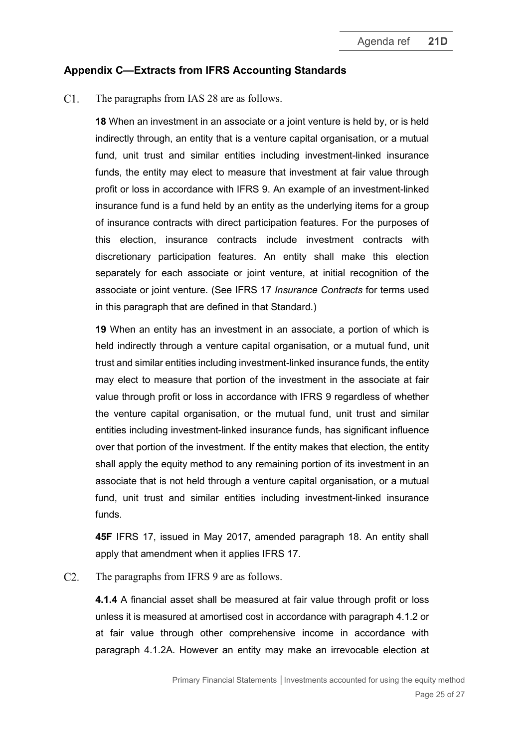## Appendix C—Extracts from IFRS Accounting Standards

C1. The paragraphs from IAS 28 are as follows.

**18** When an investment in an associate or a joint venture is held by, or is held indirectly through, an entity that is a venture capital organisation, or a mutual fund, unit trust and similar entities including investment-linked insurance funds, the entity may elect to measure that investment at fair value through profit or loss in accordance with IFRS 9. An example of an investment-linked insurance fund is a fund held by an entity as the underlying items for a group of insurance contracts with direct participation features. For the purposes of this election, insurance contracts include investment contracts with discretionary participation features. An entity shall make this election separately for each associate or joint venture, at initial recognition of the associate or joint venture. (See IFRS 17 *Insurance Contracts* for terms used in this paragraph that are defined in that Standard.)

**19** When an entity has an investment in an associate, a portion of which is held indirectly through a venture capital organisation, or a mutual fund, unit trust and similar entities including investment-linked insurance funds, the entity may elect to measure that portion of the investment in the associate at fair value through profit or loss in accordance with IFRS 9 regardless of whether the venture capital organisation, or the mutual fund, unit trust and similar entities including investment-linked insurance funds, has significant influence over that portion of the investment. If the entity makes that election, the entity shall apply the equity method to any remaining portion of its investment in an associate that is not held through a venture capital organisation, or a mutual fund, unit trust and similar entities including investment-linked insurance funds.

**45F** IFRS 17, issued in May 2017, amended paragraph 18. An entity shall apply that amendment when it applies IFRS 17.

C2. The paragraphs from IFRS 9 are as follows.

**4.1.4** A financial asset shall be measured at fair value through profit or loss unless it is measured at amortised cost in accordance with paragraph 4.1.2 or at fair value through other comprehensive income in accordance with paragraph 4.1.2A. However an entity may make an irrevocable election at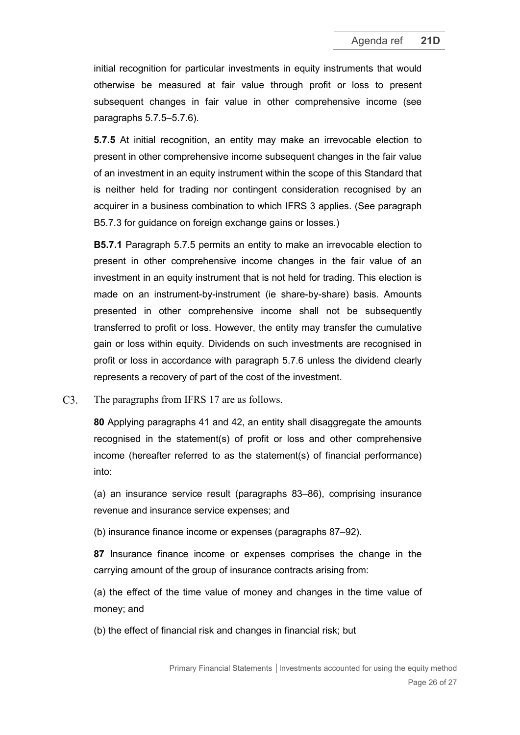initial recognition for particular investments in equity instruments that would otherwise be measured at fair value through profit or loss to present subsequent changes in fair value in other comprehensive income (see paragraphs 5.7.5–5.7.6).

**5.7.5** At initial recognition, an entity may make an irrevocable election to present in other comprehensive income subsequent changes in the fair value of an investment in an equity instrument within the scope of this Standard that is neither held for trading nor contingent consideration recognised by an acquirer in a business combination to which IFRS 3 applies. (See paragraph B5.7.3 for guidance on foreign exchange gains or losses.)

**B5.7.1** Paragraph 5.7.5 permits an entity to make an irrevocable election to present in other comprehensive income changes in the fair value of an investment in an equity instrument that is not held for trading. This election is made on an instrument-by-instrument (ie share-by-share) basis. Amounts presented in other comprehensive income shall not be subsequently transferred to profit or loss. However, the entity may transfer the cumulative gain or loss within equity. Dividends on such investments are recognised in profit or loss in accordance with paragraph 5.7.6 unless the dividend clearly represents a recovery of part of the cost of the investment.

C3. The paragraphs from IFRS 17 are as follows.

**80** Applying paragraphs 41 and 42, an entity shall disaggregate the amounts recognised in the statement(s) of profit or loss and other comprehensive income (hereafter referred to as the statement(s) of financial performance) into:

(a) an insurance service result (paragraphs 83–86), comprising insurance revenue and insurance service expenses; and

(b) insurance finance income or expenses (paragraphs 87–92).

**87** Insurance finance income or expenses comprises the change in the carrying amount of the group of insurance contracts arising from:

(a) the effect of the time value of money and changes in the time value of money; and

(b) the effect of financial risk and changes in financial risk; but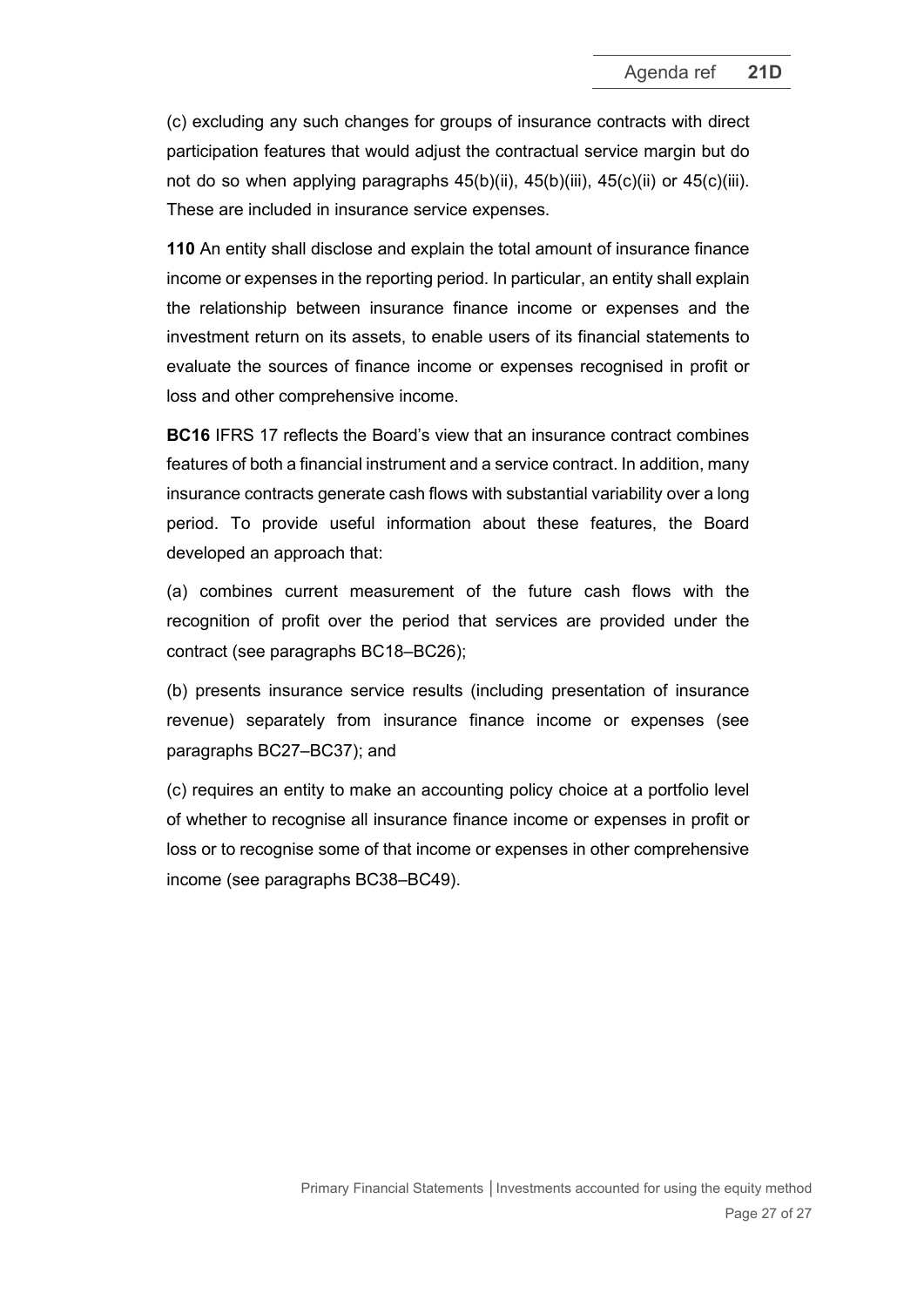(c) excluding any such changes for groups of insurance contracts with direct participation features that would adjust the contractual service margin but do not do so when applying paragraphs 45(b)(ii), 45(b)(iii), 45(c)(ii) or 45(c)(iii). These are included in insurance service expenses.

**110** An entity shall disclose and explain the total amount of insurance finance income or expenses in the reporting period. In particular, an entity shall explain the relationship between insurance finance income or expenses and the investment return on its assets, to enable users of its financial statements to evaluate the sources of finance income or expenses recognised in profit or loss and other comprehensive income.

**BC16** IFRS 17 reflects the Board's view that an insurance contract combines features of both a financial instrument and a service contract. In addition, many insurance contracts generate cash flows with substantial variability over a long period. To provide useful information about these features, the Board developed an approach that:

(a) combines current measurement of the future cash flows with the recognition of profit over the period that services are provided under the contract (see paragraphs BC18–BC26);

(b) presents insurance service results (including presentation of insurance revenue) separately from insurance finance income or expenses (see paragraphs BC27–BC37); and

(c) requires an entity to make an accounting policy choice at a portfolio level of whether to recognise all insurance finance income or expenses in profit or loss or to recognise some of that income or expenses in other comprehensive income (see paragraphs BC38–BC49).